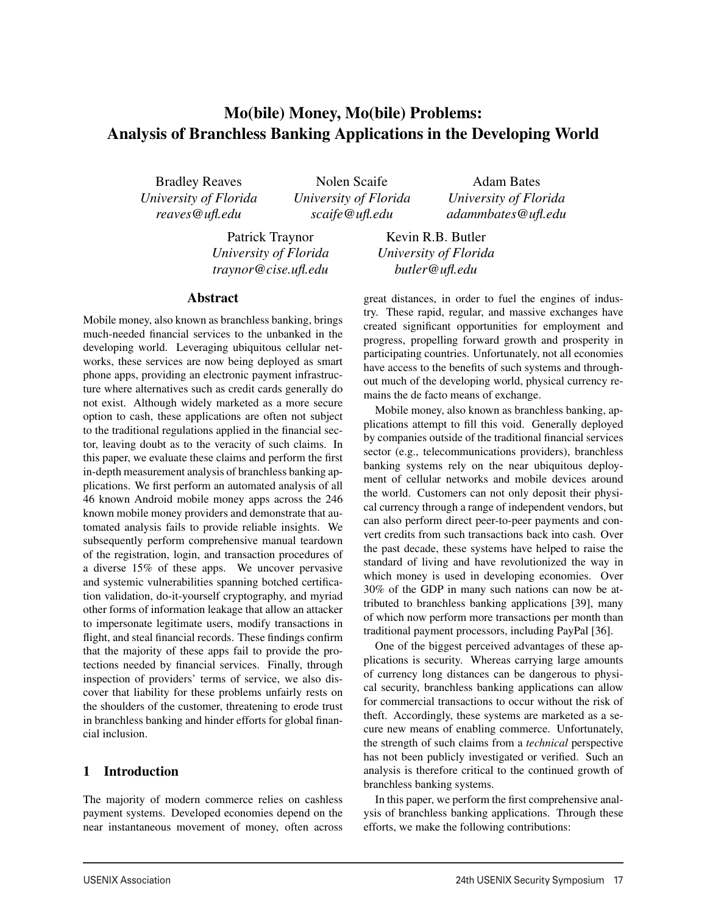# Mo(bile) Money, Mo(bile) Problems: Analysis of Branchless Banking Applications in the Developing World

Bradley Reaves
*University of Florida*
*reaves@ufl.edu*

Nolen Scaife
*University of Florida*
*scaife@ufl.edu*

Adam Bates
*University of Florida*
*adammbates@ufl.edu*

Patrick Traynor
*University of Florida*
*traynor@cise.ufl.edu*

Kevin R.B. Butler
*University of Florida*
*butler@ufl.edu*

## Abstract

Mobile money, also known as branchless banking, brings much-needed financial services to the unbanked in the developing world. Leveraging ubiquitous cellular networks, these services are now being deployed as smart phone apps, providing an electronic payment infrastructure where alternatives such as credit cards generally do not exist. Although widely marketed as a more secure option to cash, these applications are often not subject to the traditional regulations applied in the financial sector, leaving doubt as to the veracity of such claims. In this paper, we evaluate these claims and perform the first in-depth measurement analysis of branchless banking applications. We first perform an automated analysis of all 46 known Android mobile money apps across the 246 known mobile money providers and demonstrate that automated analysis fails to provide reliable insights. We subsequently perform comprehensive manual teardown of the registration, login, and transaction procedures of a diverse 15% of these apps. We uncover pervasive and systemic vulnerabilities spanning botched certification validation, do-it-yourself cryptography, and myriad other forms of information leakage that allow an attacker to impersonate legitimate users, modify transactions in flight, and steal financial records. These findings confirm that the majority of these apps fail to provide the protections needed by financial services. Finally, through inspection of providers' terms of service, we also discover that liability for these problems unfairly rests on the shoulders of the customer, threatening to erode trust in branchless banking and hinder efforts for global financial inclusion.

## 1 Introduction

The majority of modern commerce relies on cashless payment systems. Developed economies depend on the near instantaneous movement of money, often across great distances, in order to fuel the engines of industry. These rapid, regular, and massive exchanges have created significant opportunities for employment and progress, propelling forward growth and prosperity in participating countries. Unfortunately, not all economies have access to the benefits of such systems and throughout much of the developing world, physical currency remains the de facto means of exchange.

Mobile money, also known as branchless banking, applications attempt to fill this void. Generally deployed by companies outside of the traditional financial services sector (e.g., telecommunications providers), branchless banking systems rely on the near ubiquitous deployment of cellular networks and mobile devices around the world. Customers can not only deposit their physical currency through a range of independent vendors, but can also perform direct peer-to-peer payments and convert credits from such transactions back into cash. Over the past decade, these systems have helped to raise the standard of living and have revolutionized the way in which money is used in developing economies. Over 30% of the GDP in many such nations can now be attributed to branchless banking applications [39], many of which now perform more transactions per month than traditional payment processors, including PayPal [36].

One of the biggest perceived advantages of these applications is security. Whereas carrying large amounts of currency long distances can be dangerous to physical security, branchless banking applications can allow for commercial transactions to occur without the risk of theft. Accordingly, these systems are marketed as a secure new means of enabling commerce. Unfortunately, the strength of such claims from a *technical* perspective has not been publicly investigated or verified. Such an analysis is therefore critical to the continued growth of branchless banking systems.

In this paper, we perform the first comprehensive analysis of branchless banking applications. Through these efforts, we make the following contributions: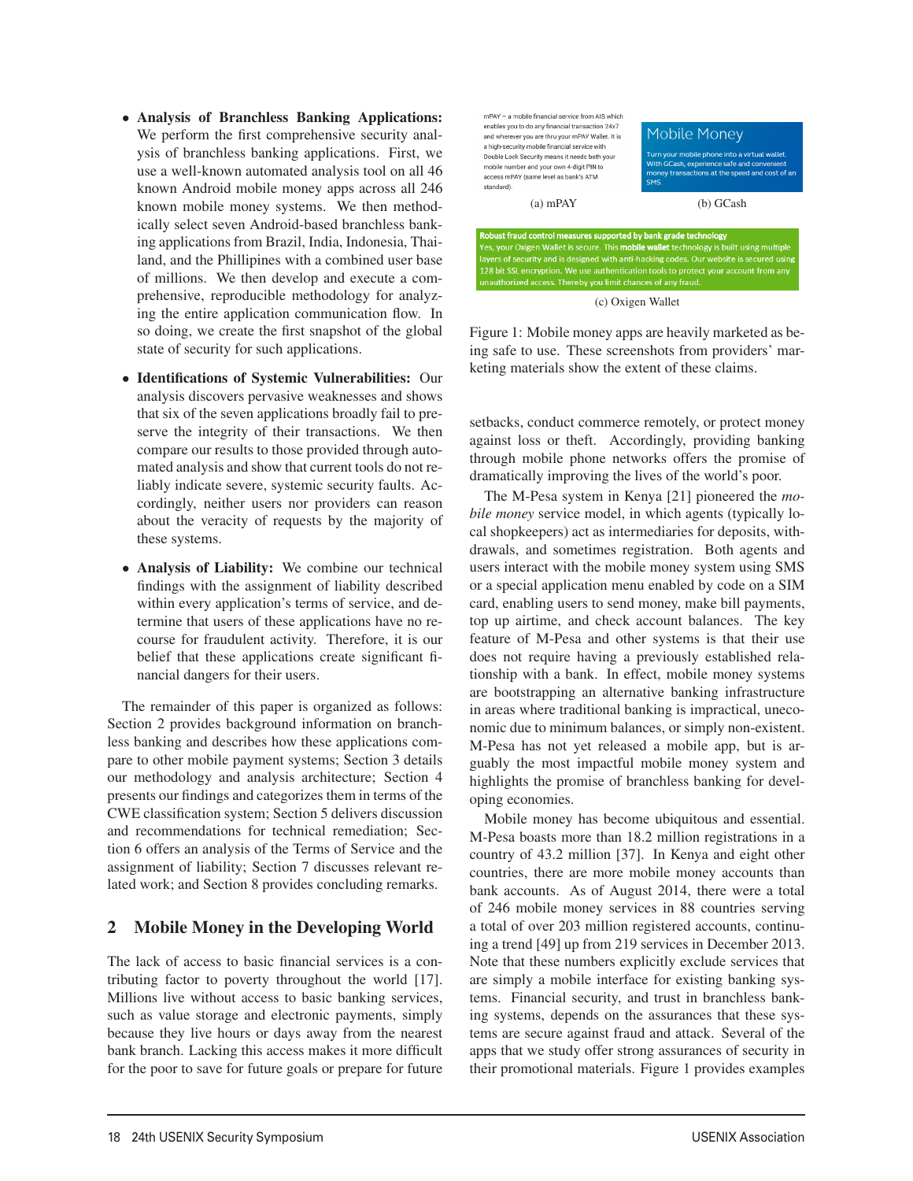- **Analysis of Branchless Banking Applications:** We perform the first comprehensive security analysis of branchless banking applications. First, we use a well-known automated analysis tool on all 46 known Android mobile money apps across all 246 known mobile money systems. We then methodically select seven Android-based branchless banking applications from Brazil, India, Indonesia, Thailand, and the Phillipines with a combined user base of millions. We then develop and execute a comprehensive, reproducible methodology for analyzing the entire application communication flow. In so doing, we create the first snapshot of the global state of security for such applications.
- **Identifications of Systemic Vulnerabilities:** Our analysis discovers pervasive weaknesses and shows that six of the seven applications broadly fail to preserve the integrity of their transactions. We then compare our results to those provided through automated analysis and show that current tools do not reliably indicate severe, systemic security faults. Accordingly, neither users nor providers can reason about the veracity of requests by the majority of these systems.
- **Analysis of Liability:** We combine our technical findings with the assignment of liability described within every application's terms of service, and determine that users of these applications have no recourse for fraudulent activity. Therefore, it is our belief that these applications create significant financial dangers for their users.

The remainder of this paper is organized as follows: Section 2 provides background information on branchless banking and describes how these applications compare to other mobile payment systems; Section 3 details our methodology and analysis architecture; Section 4 presents our findings and categorizes them in terms of the CWE classification system; Section 5 delivers discussion and recommendations for technical remediation; Section 6 offers an analysis of the Terms of Service and the assignment of liability; Section 7 discusses relevant related work; and Section 8 provides concluding remarks.

## 2 Mobile Money in the Developing World

The lack of access to basic financial services is a contributing factor to poverty throughout the world [17]. Millions live without access to basic banking services, such as value storage and electronic payments, simply because they live hours or days away from the nearest bank branch. Lacking this access makes it more difficult for the poor to save for future goals or prepare for future setbacks, conduct commerce remotely, or protect money against loss or theft. Accordingly, providing banking through mobile phone networks offers the promise of dramatically improving the lives of the world's poor.

mPAY – a mobile financial service from AIS which enables you to do any financial transaction 24x7 and wherever you are thru your mPAY Wallet. It is a high-security mobile financial service with Double Lock Security means it needs both your mobile number and your own 4-digit PIN to access mPAY (same level as bank's ATM standard).

(a) mPAY

Mobile Money

Turn your mobile phone into a virtual wallet. With GCash, experience safe and convenient money transactions at the speed and cost of an SMS.

(b) GCash

Robust fraud control measures supported by bank grade technology

Yes, your Oxigen Wallet is secure. This mobile wallet technology is built using multiple layers of security and is designed with anti-hacking codes. Our website is secured using 128 bit SSL encryption. We use authentication tools to protect your account from any unauthorized access. Thereby you limit chances of any fraud.

(c) Oxigen Wallet

Figure 1: Mobile money apps are heavily marketed as being safe to use. These screenshots from providers' marketing materials show the extent of these claims.

The M-Pesa system in Kenya [21] pioneered the *mobile money* service model, in which agents (typically local shopkeepers) act as intermediaries for deposits, withdrawals, and sometimes registration. Both agents and users interact with the mobile money system using SMS or a special application menu enabled by code on a SIM card, enabling users to send money, make bill payments, top up airtime, and check account balances. The key feature of M-Pesa and other systems is that their use does not require having a previously established relationship with a bank. In effect, mobile money systems are bootstrapping an alternative banking infrastructure in areas where traditional banking is impractical, uneconomic due to minimum balances, or simply non-existent. M-Pesa has not yet released a mobile app, but is arguably the most impactful mobile money system and highlights the promise of branchless banking for developing economies.

Mobile money has become ubiquitous and essential. M-Pesa boasts more than 18.2 million registrations in a country of 43.2 million [37]. In Kenya and eight other countries, there are more mobile money accounts than bank accounts. As of August 2014, there were a total of 246 mobile money services in 88 countries serving a total of over 203 million registered accounts, continuing a trend [49] up from 219 services in December 2013. Note that these numbers explicitly exclude services that are simply a mobile interface for existing banking systems. Financial security, and trust in branchless banking systems, depends on the assurances that these systems are secure against fraud and attack. Several of the apps that we study offer strong assurances of security in their promotional materials. Figure 1 provides examples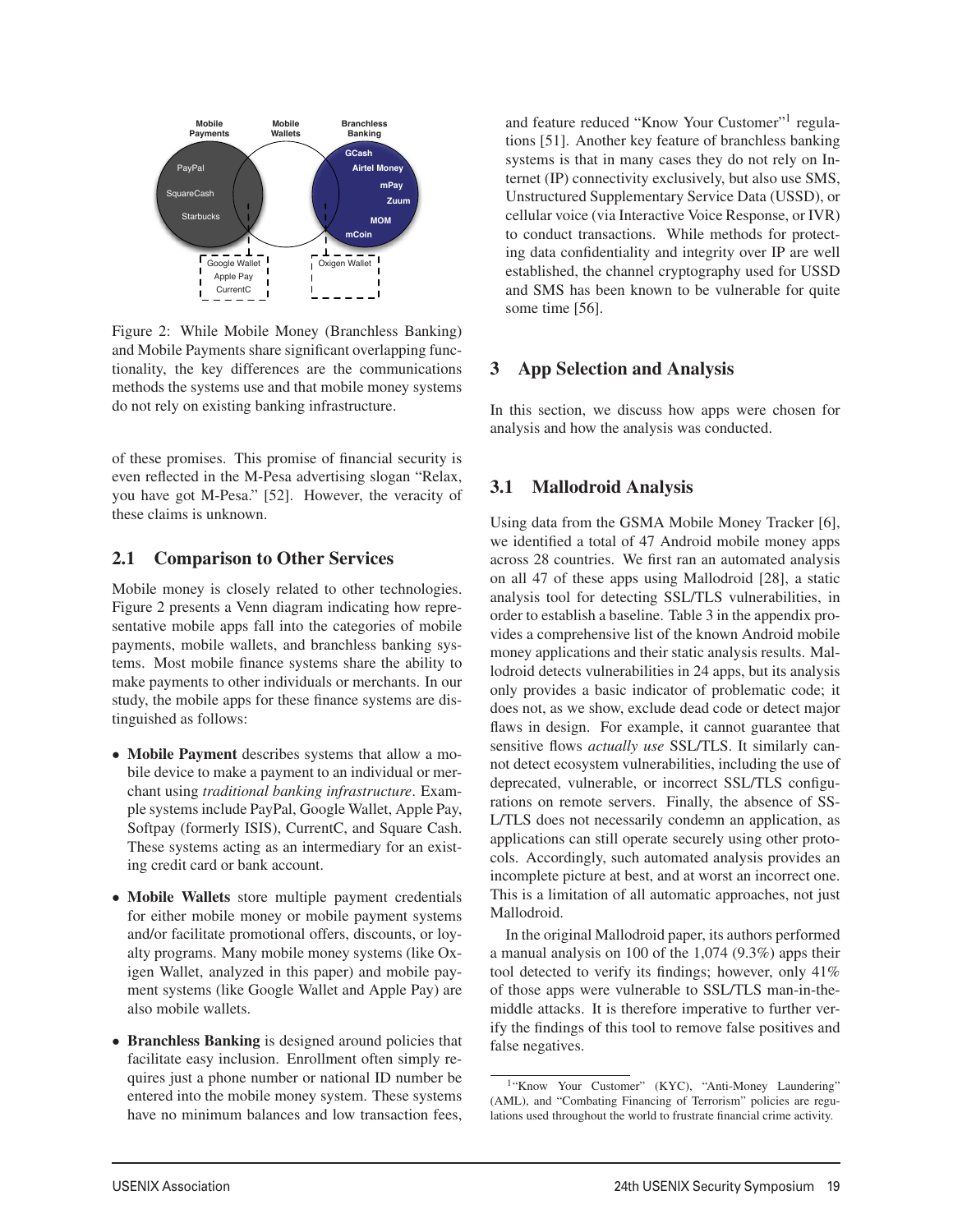Figure 2: While Mobile Money (Branchless Banking) and Mobile Payments share significant overlapping functionality, the key differences are the communications methods the systems use and that mobile money systems do not rely on existing banking infrastructure.

of these promises. This promise of financial security is even reflected in the M-Pesa advertising slogan "Relax, you have got M-Pesa." [52]. However, the veracity of these claims is unknown.

## 2.1 Comparison to Other Services

Mobile money is closely related to other technologies. Figure 2 presents a Venn diagram indicating how representative mobile apps fall into the categories of mobile payments, mobile wallets, and branchless banking systems. Most mobile finance systems share the ability to make payments to other individuals or merchants. In our study, the mobile apps for these finance systems are distinguished as follows:

- **Mobile Payment** describes systems that allow a mobile device to make a payment to an individual or merchant using *traditional banking infrastructure*. Example systems include PayPal, Google Wallet, Apple Pay, Softpay (formerly ISIS), CurrentC, and Square Cash. These systems acting as an intermediary for an existing credit card or bank account.
- **Mobile Wallets** store multiple payment credentials for either mobile money or mobile payment systems and/or facilitate promotional offers, discounts, or loyalty programs. Many mobile money systems (like Oxigen Wallet, analyzed in this paper) and mobile payment systems (like Google Wallet and Apple Pay) are also mobile wallets.
- **Branchless Banking** is designed around policies that facilitate easy inclusion. Enrollment often simply requires just a phone number or national ID number be entered into the mobile money system. These systems have no minimum balances and low transaction fees, and feature reduced "Know Your Customer"[1] regulations [51]. Another key feature of branchless banking systems is that in many cases they do not rely on Internet (IP) connectivity exclusively, but also use SMS, Unstructured Supplementary Service Data (USSD), or cellular voice (via Interactive Voice Response, or IVR) to conduct transactions. While methods for protecting data confidentiality and integrity over IP are well established, the channel cryptography used for USSD and SMS has been known to be vulnerable for quite some time [56].

## 3 App Selection and Analysis

In this section, we discuss how apps were chosen for analysis and how the analysis was conducted.

## 3.1 Mallodroid Analysis

Using data from the GSMA Mobile Money Tracker [6], we identified a total of 47 Android mobile money apps across 28 countries. We first ran an automated analysis on all 47 of these apps using Mallodroid [28], a static analysis tool for detecting SSL/TLS vulnerabilities, in order to establish a baseline. Table 3 in the appendix provides a comprehensive list of the known Android mobile money applications and their static analysis results. Mallodroid detects vulnerabilities in 24 apps, but its analysis only provides a basic indicator of problematic code; it does not, as we show, exclude dead code or detect major flaws in design. For example, it cannot guarantee that sensitive flows *actually use* SSL/TLS. It similarly cannot detect ecosystem vulnerabilities, including the use of deprecated, vulnerable, or incorrect SSL/TLS configurations on remote servers. Finally, the absence of SSL/TLS does not necessarily condemn an application, as applications can still operate securely using other protocols. Accordingly, such automated analysis provides an incomplete picture at best, and at worst an incorrect one. This is a limitation of all automatic approaches, not just Mallodroid.

In the original Mallodroid paper, its authors performed a manual analysis on 100 of the 1,074 (9.3%) apps their tool detected to verify its findings; however, only 41% of those apps were vulnerable to SSL/TLS man-in-the-middle attacks. It is therefore imperative to further verify the findings of this tool to remove false positives and false negatives.

[1] "Know Your Customer" (KYC), "Anti-Money Laundering" (AML), and "Combating Financing of Terrorism" policies are regulations used throughout the world to frustrate financial crime activity.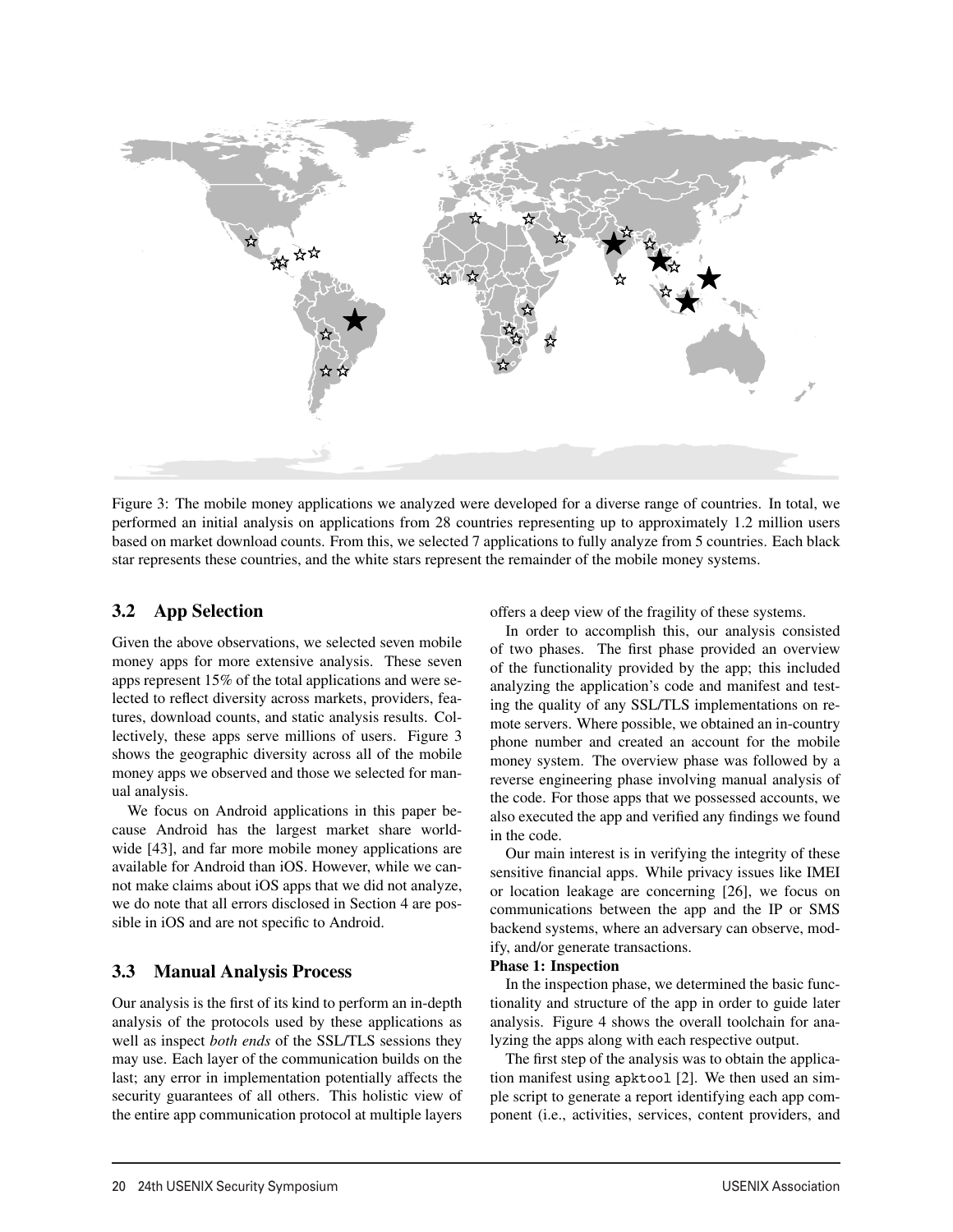Figure 3: The mobile money applications we analyzed were developed for a diverse range of countries. In total, we performed an initial analysis on applications from 28 countries representing up to approximately 1.2 million users based on market download counts. From this, we selected 7 applications to fully analyze from 5 countries. Each black star represents these countries, and the white stars represent the remainder of the mobile money systems.

## 3.2 App Selection

Given the above observations, we selected seven mobile money apps for more extensive analysis. These seven apps represent 15% of the total applications and were selected to reflect diversity across markets, providers, features, download counts, and static analysis results. Collectively, these apps serve millions of users. Figure 3 shows the geographic diversity across all of the mobile money apps we observed and those we selected for manual analysis.

We focus on Android applications in this paper because Android has the largest market share worldwide [43], and far more mobile money applications are available for Android than iOS. However, while we cannot make claims about iOS apps that we did not analyze, we do note that all errors disclosed in Section 4 are possible in iOS and are not specific to Android.

## 3.3 Manual Analysis Process

Our analysis is the first of its kind to perform an in-depth analysis of the protocols used by these applications as well as inspect *both ends* of the SSL/TLS sessions they may use. Each layer of the communication builds on the last; any error in implementation potentially affects the security guarantees of all others. This holistic view of the entire app communication protocol at multiple layers offers a deep view of the fragility of these systems.

In order to accomplish this, our analysis consisted of two phases. The first phase provided an overview of the functionality provided by the app; this included analyzing the application's code and manifest and testing the quality of any SSL/TLS implementations on remote servers. Where possible, we obtained an in-country phone number and created an account for the mobile money system. The overview phase was followed by a reverse engineering phase involving manual analysis of the code. For those apps that we possessed accounts, we also executed the app and verified any findings we found in the code.

Our main interest is in verifying the integrity of these sensitive financial apps. While privacy issues like IMEI or location leakage are concerning [26], we focus on communications between the app and the IP or SMS backend systems, where an adversary can observe, modify, and/or generate transactions.

**Phase 1: Inspection**

In the inspection phase, we determined the basic functionality and structure of the app in order to guide later analysis. Figure 4 shows the overall toolchain for analyzing the apps along with each respective output.

The first step of the analysis was to obtain the application manifest using `apktool` [2]. We then used an simple script to generate a report identifying each app component (i.e., activities, services, content providers, and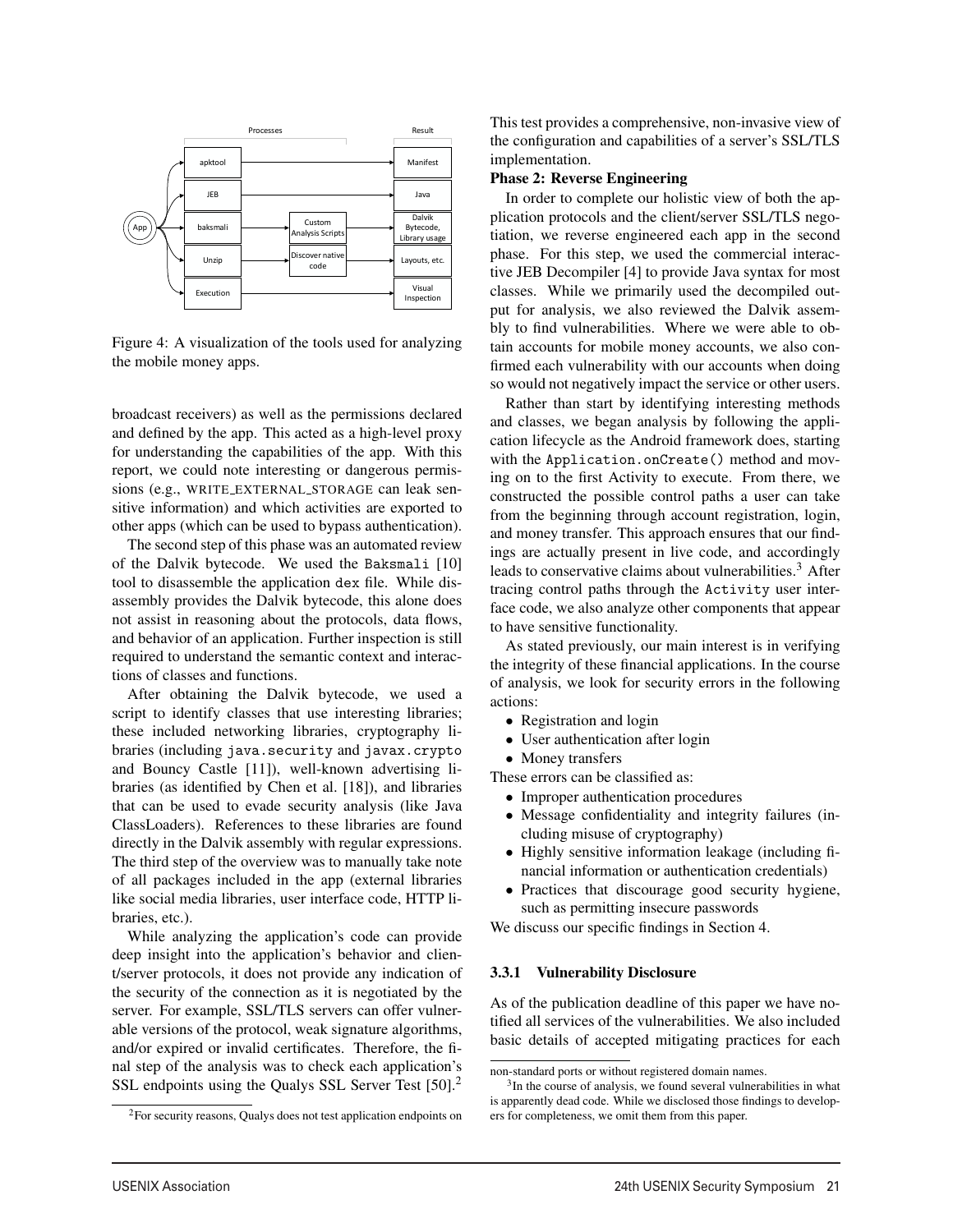Figure 4: A visualization of the tools used for analyzing the mobile money apps.

broadcast receivers) as well as the permissions declared and defined by the app. This acted as a high-level proxy for understanding the capabilities of the app. With this report, we could note interesting or dangerous permissions (e.g., WRITE_EXTERNAL_STORAGE can leak sensitive information) and which activities are exported to other apps (which can be used to bypass authentication).

The second step of this phase was an automated review of the Dalvik bytecode. We used the Baksmali [10] tool to disassemble the application dex file. While disassembly provides the Dalvik bytecode, this alone does not assist in reasoning about the protocols, data flows, and behavior of an application. Further inspection is still required to understand the semantic context and interactions of classes and functions.

After obtaining the Dalvik bytecode, we used a script to identify classes that use interesting libraries; these included networking libraries, cryptography libraries (including `java.security` and `javax.crypto` and Bouncy Castle [11]), well-known advertising libraries (as identified by Chen et al. [18]), and libraries that can be used to evade security analysis (like Java ClassLoaders). References to these libraries are found directly in the Dalvik assembly with regular expressions. The third step of the overview was to manually take note of all packages included in the app (external libraries like social media libraries, user interface code, HTTP libraries, etc.).

While analyzing the application's code can provide deep insight into the application's behavior and client/server protocols, it does not provide any indication of the security of the connection as it is negotiated by the server. For example, SSL/TLS servers can offer vulnerable versions of the protocol, weak signature algorithms, and/or expired or invalid certificates. Therefore, the final step of the analysis was to check each application's SSL endpoints using the Qualys SSL Server Test [50].[2] This test provides a comprehensive, non-invasive view of the configuration and capabilities of a server's SSL/TLS implementation.

**Phase 2: Reverse Engineering**

In order to complete our holistic view of both the application protocols and the client/server SSL/TLS negotiation, we reverse engineered each app in the second phase. For this step, we used the commercial interactive JEB Decompiler [4] to provide Java syntax for most classes. While we primarily used the decompiled output for analysis, we also reviewed the Dalvik assembly to find vulnerabilities. Where we were able to obtain accounts for mobile money accounts, we also confirmed each vulnerability with our accounts when doing so would not negatively impact the service or other users.

Rather than start by identifying interesting methods and classes, we began analysis by following the application lifecycle as the Android framework does, starting with the `Application.onCreate()` method and moving on to the first Activity to execute. From there, we constructed the possible control paths a user can take from the beginning through account registration, login, and money transfer. This approach ensures that our findings are actually present in live code, and accordingly leads to conservative claims about vulnerabilities.[3] After tracing control paths through the `Activity` user interface code, we also analyze other components that appear to have sensitive functionality.

As stated previously, our main interest is in verifying the integrity of these financial applications. In the course of analysis, we look for security errors in the following actions:

- Registration and login
- User authentication after login
- Money transfers

These errors can be classified as:

- Improper authentication procedures
- Message confidentiality and integrity failures (including misuse of cryptography)
- Highly sensitive information leakage (including financial information or authentication credentials)
- Practices that discourage good security hygiene, such as permitting insecure passwords

We discuss our specific findings in Section 4.

### 3.3.1 Vulnerability Disclosure

As of the publication deadline of this paper we have notified all services of the vulnerabilities. We also included basic details of accepted mitigating practices for each

[2] For security reasons, Qualys does not test application endpoints on non-standard ports or without registered domain names.

[3] In the course of analysis, we found several vulnerabilities in what is apparently dead code. While we disclosed those findings to developers for completeness, we omit them from this paper.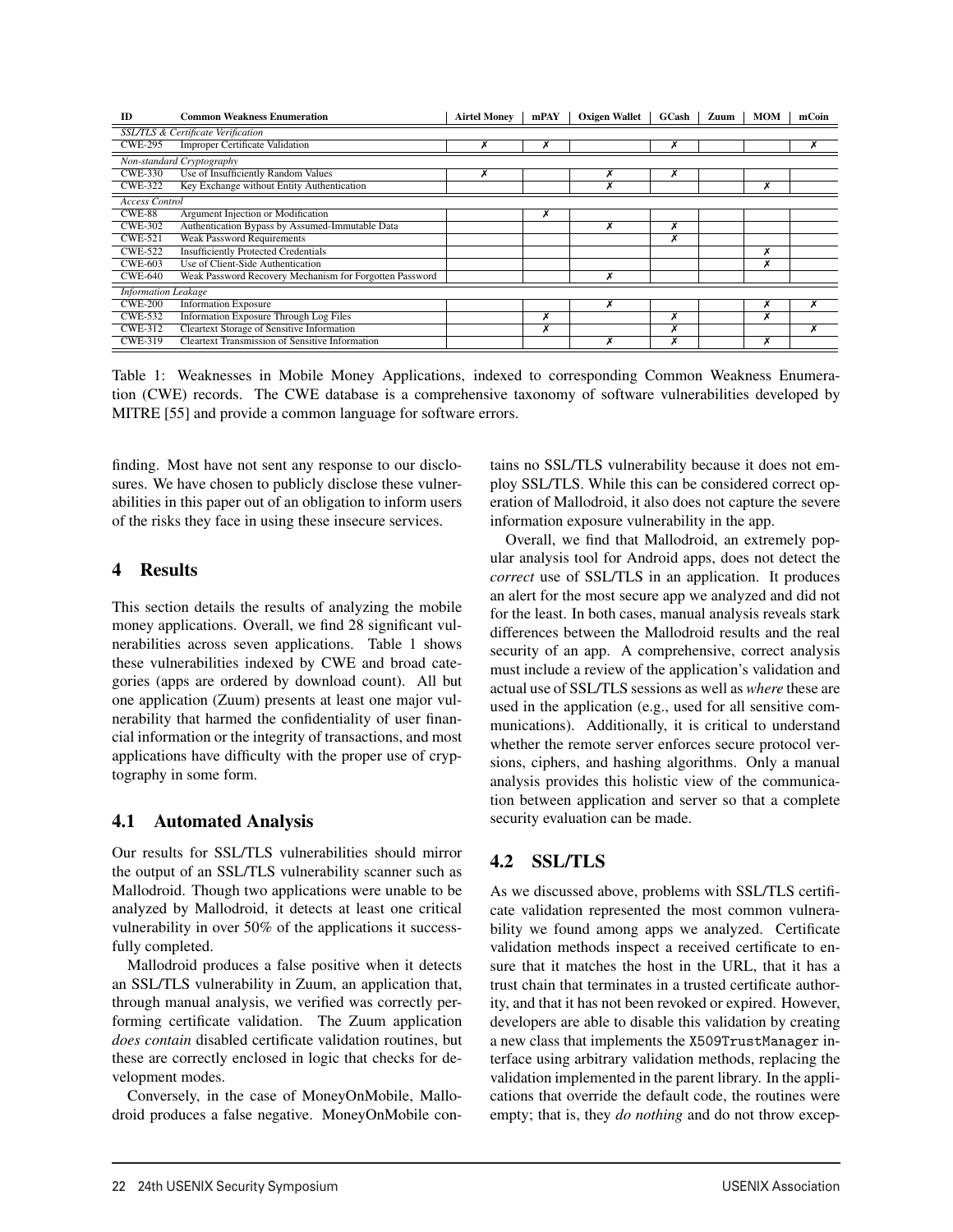| ID | Common Weakness Enumeration | Airtel Money | mPAY | Oxigen Wallet | GCash | Zuum | MOM | mCoin |
|---|---|---|---|---|---|---|---|---|
| *SSL/TLS & Certificate Verification* | | | | | | | | |
| CWE-295 | Improper Certificate Validation | ✗ | ✗ | | ✗ | | | ✗ |
| *Non-standard Cryptography* | | | | | | | | |
| CWE-330 | Use of Insufficiently Random Values | ✗ | | ✗ | ✗ | | | |
| CWE-322 | Key Exchange without Entity Authentication | | | ✗ | | | ✗ | |
| *Access Control* | | | | | | | | |
| CWE-88 | Argument Injection or Modification | | ✗ | | | | | |
| CWE-302 | Authentication Bypass by Assumed-Immutable Data | | | ✗ | ✗ | | | |
| CWE-521 | Weak Password Requirements | | | | ✗ | | | |
| CWE-522 | Insufficiently Protected Credentials | | | | | | ✗ | |
| CWE-603 | Use of Client-Side Authentication | | | | | | ✗ | |
| CWE-640 | Weak Password Recovery Mechanism for Forgotten Password | | | ✗ | | | | |
| *Information Leakage* | | | | | | | | |
| CWE-200 | Information Exposure | | | ✗ | | | ✗ | ✗ |
| CWE-532 | Information Exposure Through Log Files | | ✗ | | ✗ | | ✗ | |
| CWE-312 | Cleartext Storage of Sensitive Information | | ✗ | | ✗ | | | ✗ |
| CWE-319 | Cleartext Transmission of Sensitive Information | | | ✗ | ✗ | | ✗ | |

Table 1: Weaknesses in Mobile Money Applications, indexed to corresponding Common Weakness Enumeration (CWE) records. The CWE database is a comprehensive taxonomy of software vulnerabilities developed by MITRE [55] and provide a common language for software errors.

finding. Most have not sent any response to our disclosures. We have chosen to publicly disclose these vulnerabilities in this paper out of an obligation to inform users of the risks they face in using these insecure services.

## 4 Results

This section details the results of analyzing the mobile money applications. Overall, we find 28 significant vulnerabilities across seven applications. Table 1 shows these vulnerabilities indexed by CWE and broad categories (apps are ordered by download count). All but one application (Zuum) presents at least one major vulnerability that harmed the confidentiality of user financial information or the integrity of transactions, and most applications have difficulty with the proper use of cryptography in some form.

### 4.1 Automated Analysis

Our results for SSL/TLS vulnerabilities should mirror the output of an SSL/TLS vulnerability scanner such as Mallodroid. Though two applications were unable to be analyzed by Mallodroid, it detects at least one critical vulnerability in over 50% of the applications it successfully completed.

Mallodroid produces a false positive when it detects an SSL/TLS vulnerability in Zuum, an application that, through manual analysis, we verified was correctly performing certificate validation. The Zuum application *does contain* disabled certificate validation routines, but these are correctly enclosed in logic that checks for development modes.

Conversely, in the case of MoneyOnMobile, Mallodroid produces a false negative. MoneyOnMobile contains no SSL/TLS vulnerability because it does not employ SSL/TLS. While this can be considered correct operation of Mallodroid, it also does not capture the severe information exposure vulnerability in the app.

Overall, we find that Mallodroid, an extremely popular analysis tool for Android apps, does not detect the *correct* use of SSL/TLS in an application. It produces an alert for the most secure app we analyzed and did not for the least. In both cases, manual analysis reveals stark differences between the Mallodroid results and the real security of an app. A comprehensive, correct analysis must include a review of the application's validation and actual use of SSL/TLS sessions as well as *where* these are used in the application (e.g., used for all sensitive communications). Additionally, it is critical to understand whether the remote server enforces secure protocol versions, ciphers, and hashing algorithms. Only a manual analysis provides this holistic view of the communication between application and server so that a complete security evaluation can be made.

### 4.2 SSL/TLS

As we discussed above, problems with SSL/TLS certificate validation represented the most common vulnerability we found among apps we analyzed. Certificate validation methods inspect a received certificate to ensure that it matches the host in the URL, that it has a trust chain that terminates in a trusted certificate authority, and that it has not been revoked or expired. However, developers are able to disable this validation by creating a new class that implements the `X509TrustManager` interface using arbitrary validation methods, replacing the validation implemented in the parent library. In the applications that override the default code, the routines were empty; that is, they *do nothing* and do not throw excep-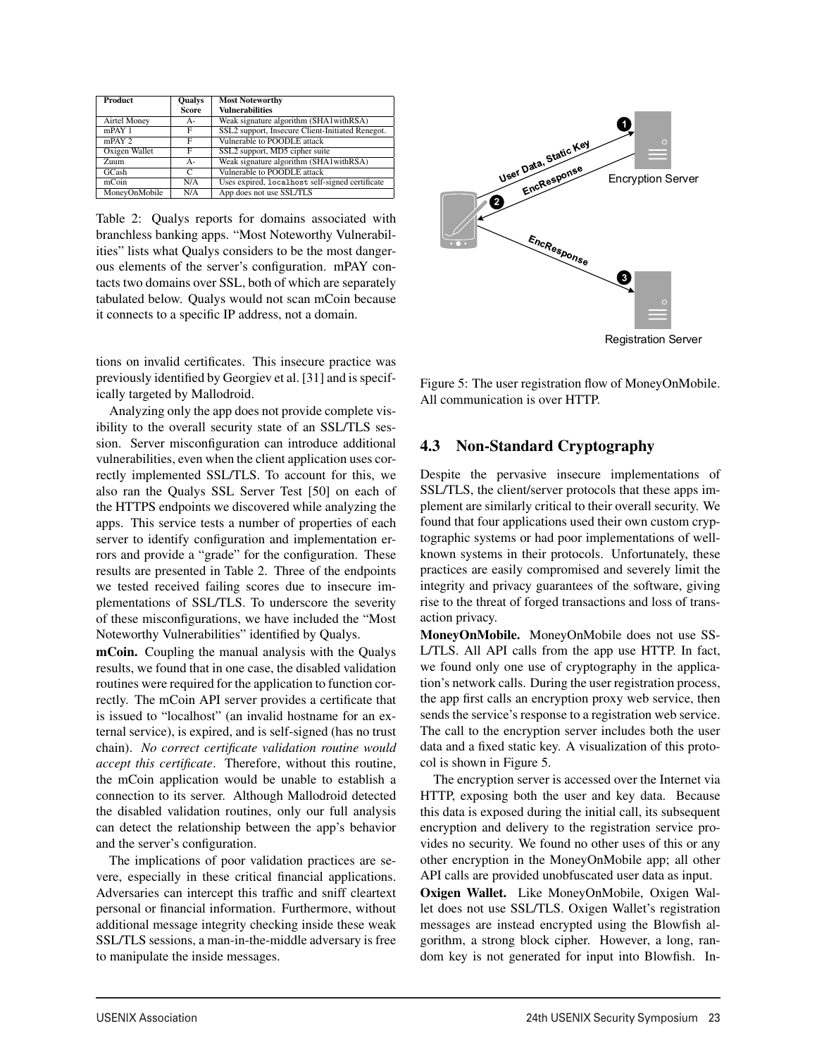| Product | Qualys Score | Most Noteworthy Vulnerabilities |
|---|---|---|
| Airtel Money | A- | Weak signature algorithm (SHA1withRSA) |
| mPAY 1 | F | SSL2 support, Insecure Client-Initiated Renegot. |
| mPAY 2 | F | Vulnerable to POODLE attack |
| Oxigen Wallet | F | SSL2 support, MD5 cipher suite |
| Zuum | A- | Weak signature algorithm (SHA1withRSA) |
| GCash | C | Vulnerable to POODLE attack |
| mCoin | N/A | Uses expired, `localhost` self-signed certificate |
| MoneyOnMobile | N/A | App does not use SSL/TLS |

Table 2: Qualys reports for domains associated with branchless banking apps. "Most Noteworthy Vulnerabilities" lists what Qualys considers to be the most dangerous elements of the server's configuration. mPAY contacts two domains over SSL, both of which are separately tabulated below. Qualys would not scan mCoin because it connects to a specific IP address, not a domain.

tions on invalid certificates. This insecure practice was previously identified by Georgiev et al. [31] and is specifically targeted by Mallodroid.

Analyzing only the app does not provide complete visibility to the overall security state of an SSL/TLS session. Server misconfiguration can introduce additional vulnerabilities, even when the client application uses correctly implemented SSL/TLS. To account for this, we also ran the Qualys SSL Server Test [50] on each of the HTTPS endpoints we discovered while analyzing the apps. This service tests a number of properties of each server to identify configuration and implementation errors and provide a "grade" for the configuration. These results are presented in Table 2. Three of the endpoints we tested received failing scores due to insecure implementations of SSL/TLS. To underscore the severity of these misconfigurations, we have included the "Most Noteworthy Vulnerabilities" identified by Qualys.

**mCoin.** Coupling the manual analysis with the Qualys results, we found that in one case, the disabled validation routines were required for the application to function correctly. The mCoin API server provides a certificate that is issued to "localhost" (an invalid hostname for an external service), is expired, and is self-signed (has no trust chain). *No correct certificate validation routine would accept this certificate*. Therefore, without this routine, the mCoin application would be unable to establish a connection to its server. Although Mallodroid detected the disabled validation routines, only our full analysis can detect the relationship between the app's behavior and the server's configuration.

The implications of poor validation practices are severe, especially in these critical financial applications. Adversaries can intercept this traffic and sniff cleartext personal or financial information. Furthermore, without additional message integrity checking inside these weak SSL/TLS sessions, a man-in-the-middle adversary is free to manipulate the inside messages.

Figure 5: The user registration flow of MoneyOnMobile. All communication is over HTTP.

## 4.3 Non-Standard Cryptography

Despite the pervasive insecure implementations of SSL/TLS, the client/server protocols that these apps implement are similarly critical to their overall security. We found that four applications used their own custom cryptographic systems or had poor implementations of well-known systems in their protocols. Unfortunately, these practices are easily compromised and severely limit the integrity and privacy guarantees of the software, giving rise to the threat of forged transactions and loss of transaction privacy.

**MoneyOnMobile.** MoneyOnMobile does not use SSL/TLS. All API calls from the app use HTTP. In fact, we found only one use of cryptography in the application's network calls. During the user registration process, the app first calls an encryption proxy web service, then sends the service's response to a registration web service. The call to the encryption server includes both the user data and a fixed static key. A visualization of this protocol is shown in Figure 5.

The encryption server is accessed over the Internet via HTTP, exposing both the user and key data. Because this data is exposed during the initial call, its subsequent encryption and delivery to the registration service provides no security. We found no other uses of this or any other encryption in the MoneyOnMobile app; all other API calls are provided unobfuscated user data as input.

**Oxigen Wallet.** Like MoneyOnMobile, Oxigen Wallet does not use SSL/TLS. Oxigen Wallet's registration messages are instead encrypted using the Blowfish algorithm, a strong block cipher. However, a long, random key is not generated for input into Blowfish. In-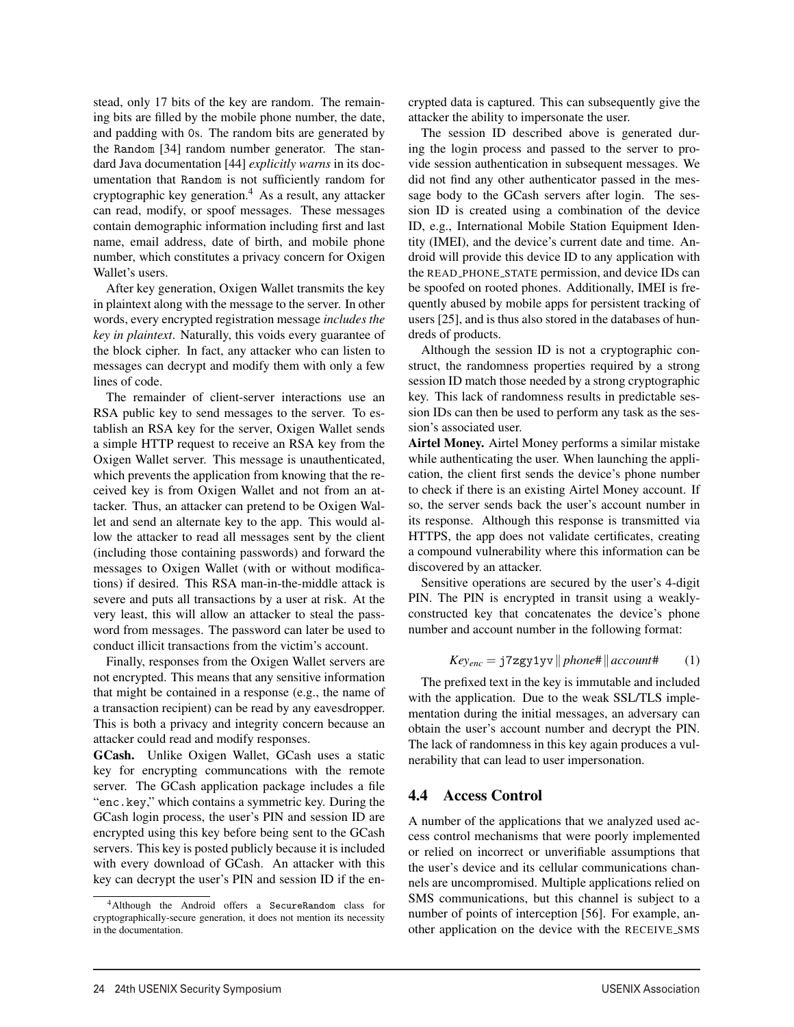stead, only 17 bits of the key are random. The remaining bits are filled by the mobile phone number, the date, and padding with 0s. The random bits are generated by the `Random` [34] random number generator. The standard Java documentation [44] *explicitly warns* in its documentation that `Random` is not sufficiently random for cryptographic key generation.[4] As a result, any attacker can read, modify, or spoof messages. These messages contain demographic information including first and last name, email address, date of birth, and mobile phone number, which constitutes a privacy concern for Oxigen Wallet's users.

After key generation, Oxigen Wallet transmits the key in plaintext along with the message to the server. In other words, every encrypted registration message *includes the key in plaintext*. Naturally, this voids every guarantee of the block cipher. In fact, any attacker who can listen to messages can decrypt and modify them with only a few lines of code.

The remainder of client-server interactions use an RSA public key to send messages to the server. To establish an RSA key for the server, Oxigen Wallet sends a simple HTTP request to receive an RSA key from the Oxigen Wallet server. This message is unauthenticated, which prevents the application from knowing that the received key is from Oxigen Wallet and not from an attacker. Thus, an attacker can pretend to be Oxigen Wallet and send an alternate key to the app. This would allow the attacker to read all messages sent by the client (including those containing passwords) and forward the messages to Oxigen Wallet (with or without modifications) if desired. This RSA man-in-the-middle attack is severe and puts all transactions by a user at risk. At the very least, this will allow an attacker to steal the password from messages. The password can later be used to conduct illicit transactions from the victim's account.

Finally, responses from the Oxigen Wallet servers are not encrypted. This means that any sensitive information that might be contained in a response (e.g., the name of a transaction recipient) can be read by any eavesdropper. This is both a privacy and integrity concern because an attacker could read and modify responses.

**GCash.** Unlike Oxigen Wallet, GCash uses a static key for encrypting communcations with the remote server. The GCash application package includes a file "`enc.key`," which contains a symmetric key. During the GCash login process, the user's PIN and session ID are encrypted using this key before being sent to the GCash servers. This key is posted publicly because it is included with every download of GCash. An attacker with this key can decrypt the user's PIN and session ID if the encrypted data is captured. This can subsequently give the attacker the ability to impersonate the user.

The session ID described above is generated during the login process and passed to the server to provide session authentication in subsequent messages. We did not find any other authenticator passed in the message body to the GCash servers after login. The session ID is created using a combination of the device ID, e.g., International Mobile Station Equipment Identity (IMEI), and the device's current date and time. Android will provide this device ID to any application with the READ_PHONE_STATE permission, and device IDs can be spoofed on rooted phones. Additionally, IMEI is frequently abused by mobile apps for persistent tracking of users [25], and is thus also stored in the databases of hundreds of products.

Although the session ID is not a cryptographic construct, the randomness properties required by a strong session ID match those needed by a strong cryptographic key. This lack of randomness results in predictable session IDs can then be used to perform any task as the session's associated user.

**Airtel Money.** Airtel Money performs a similar mistake while authenticating the user. When launching the application, the client first sends the device's phone number to check if there is an existing Airtel Money account. If so, the server sends back the user's account number in its response. Although this response is transmitted via HTTPS, the app does not validate certificates, creating a compound vulnerability where this information can be discovered by an attacker.

Sensitive operations are secured by the user's 4-digit PIN. The PIN is encrypted in transit using a weakly-constructed key that concatenates the device's phone number and account number in the following format:

$$Key_{enc} = \texttt{j7zgy1yv} \,\|\, phone\# \,\|\, account\# \qquad (1)$$

The prefixed text in the key is immutable and included with the application. Due to the weak SSL/TLS implementation during the initial messages, an adversary can obtain the user's account number and decrypt the PIN. The lack of randomness in this key again produces a vulnerability that can lead to user impersonation.

## 4.4 Access Control

A number of the applications that we analyzed used access control mechanisms that were poorly implemented or relied on incorrect or unverifiable assumptions that the user's device and its cellular communications channels are uncompromised. Multiple applications relied on SMS communications, but this channel is subject to a number of points of interception [56]. For example, another application on the device with the RECEIVE_SMS

[4] Although the Android offers a `SecureRandom` class for cryptographically-secure generation, it does not mention its necessity in the documentation.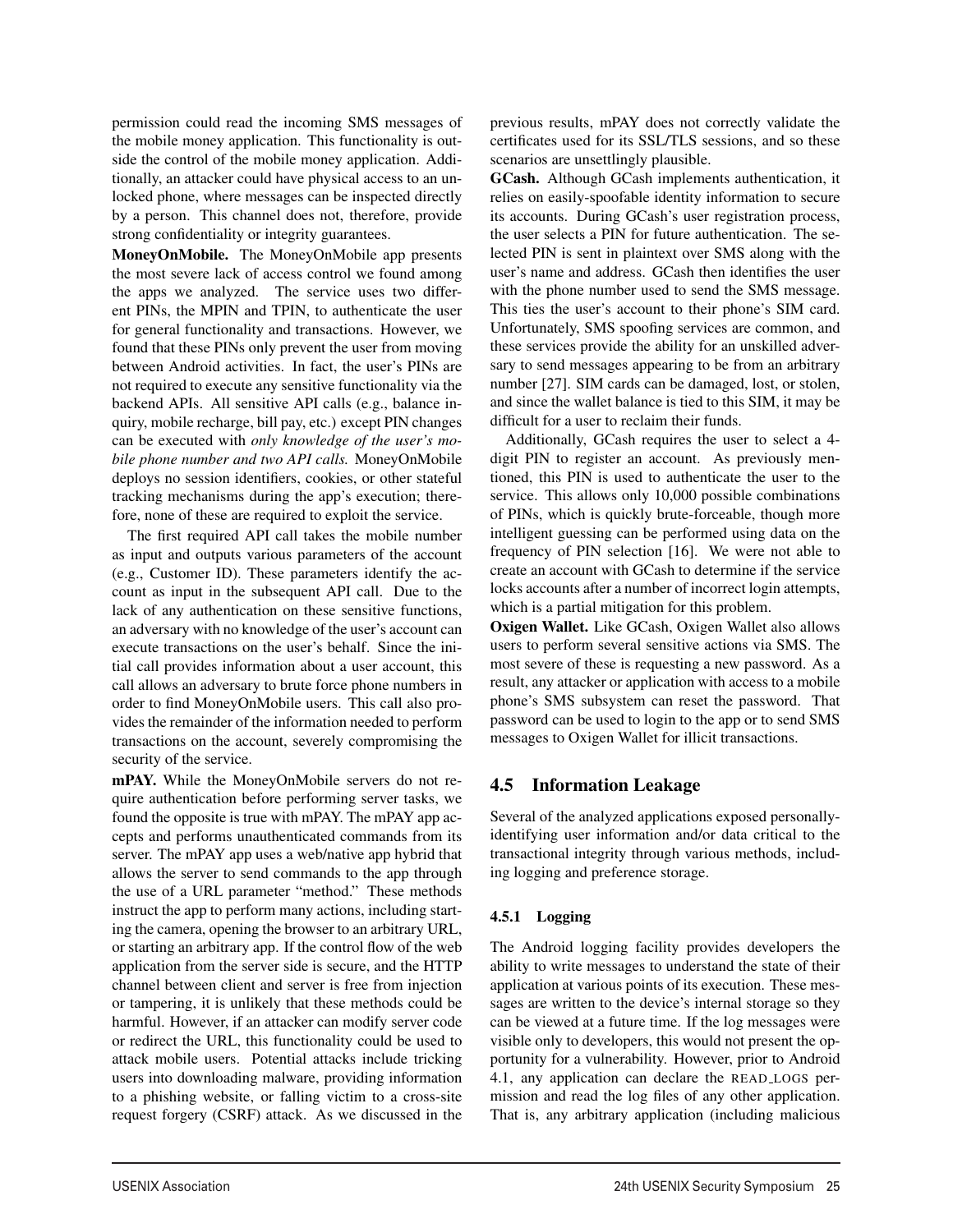permission could read the incoming SMS messages of the mobile money application. This functionality is outside the control of the mobile money application. Additionally, an attacker could have physical access to an unlocked phone, where messages can be inspected directly by a person. This channel does not, therefore, provide strong confidentiality or integrity guarantees.

**MoneyOnMobile.** The MoneyOnMobile app presents the most severe lack of access control we found among the apps we analyzed. The service uses two different PINs, the MPIN and TPIN, to authenticate the user for general functionality and transactions. However, we found that these PINs only prevent the user from moving between Android activities. In fact, the user's PINs are not required to execute any sensitive functionality via the backend APIs. All sensitive API calls (e.g., balance inquiry, mobile recharge, bill pay, etc.) except PIN changes can be executed with *only knowledge of the user's mobile phone number and two API calls.* MoneyOnMobile deploys no session identifiers, cookies, or other stateful tracking mechanisms during the app's execution; therefore, none of these are required to exploit the service.

The first required API call takes the mobile number as input and outputs various parameters of the account (e.g., Customer ID). These parameters identify the account as input in the subsequent API call. Due to the lack of any authentication on these sensitive functions, an adversary with no knowledge of the user's account can execute transactions on the user's behalf. Since the initial call provides information about a user account, this call allows an adversary to brute force phone numbers in order to find MoneyOnMobile users. This call also provides the remainder of the information needed to perform transactions on the account, severely compromising the security of the service.

**mPAY.** While the MoneyOnMobile servers do not require authentication before performing server tasks, we found the opposite is true with mPAY. The mPAY app accepts and performs unauthenticated commands from its server. The mPAY app uses a web/native app hybrid that allows the server to send commands to the app through the use of a URL parameter "method." These methods instruct the app to perform many actions, including starting the camera, opening the browser to an arbitrary URL, or starting an arbitrary app. If the control flow of the web application from the server side is secure, and the HTTP channel between client and server is free from injection or tampering, it is unlikely that these methods could be harmful. However, if an attacker can modify server code or redirect the URL, this functionality could be used to attack mobile users. Potential attacks include tricking users into downloading malware, providing information to a phishing website, or falling victim to a cross-site request forgery (CSRF) attack. As we discussed in the previous results, mPAY does not correctly validate the certificates used for its SSL/TLS sessions, and so these scenarios are unsettlingly plausible.

**GCash.** Although GCash implements authentication, it relies on easily-spoofable identity information to secure its accounts. During GCash's user registration process, the user selects a PIN for future authentication. The selected PIN is sent in plaintext over SMS along with the user's name and address. GCash then identifies the user with the phone number used to send the SMS message. This ties the user's account to their phone's SIM card. Unfortunately, SMS spoofing services are common, and these services provide the ability for an unskilled adversary to send messages appearing to be from an arbitrary number [27]. SIM cards can be damaged, lost, or stolen, and since the wallet balance is tied to this SIM, it may be difficult for a user to reclaim their funds.

Additionally, GCash requires the user to select a 4-digit PIN to register an account. As previously mentioned, this PIN is used to authenticate the user to the service. This allows only 10,000 possible combinations of PINs, which is quickly brute-forceable, though more intelligent guessing can be performed using data on the frequency of PIN selection [16]. We were not able to create an account with GCash to determine if the service locks accounts after a number of incorrect login attempts, which is a partial mitigation for this problem.

**Oxigen Wallet.** Like GCash, Oxigen Wallet also allows users to perform several sensitive actions via SMS. The most severe of these is requesting a new password. As a result, any attacker or application with access to a mobile phone's SMS subsystem can reset the password. That password can be used to login to the app or to send SMS messages to Oxigen Wallet for illicit transactions.

## 4.5 Information Leakage

Several of the analyzed applications exposed personally-identifying user information and/or data critical to the transactional integrity through various methods, including logging and preference storage.

### 4.5.1 Logging

The Android logging facility provides developers the ability to write messages to understand the state of their application at various points of its execution. These messages are written to the device's internal storage so they can be viewed at a future time. If the log messages were visible only to developers, this would not present the opportunity for a vulnerability. However, prior to Android 4.1, any application can declare the READ_LOGS permission and read the log files of any other application. That is, any arbitrary application (including malicious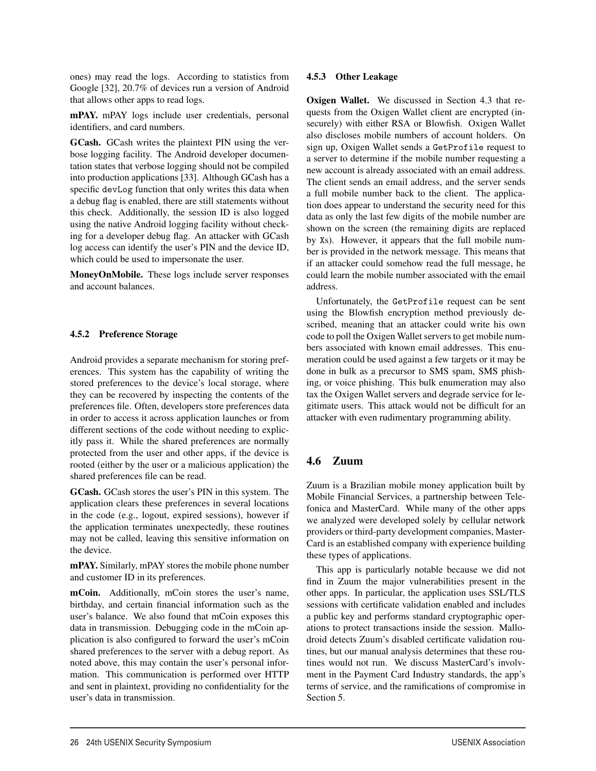ones) may read the logs. According to statistics from Google [32], 20.7% of devices run a version of Android that allows other apps to read logs.

**mPAY.** mPAY logs include user credentials, personal identifiers, and card numbers.

**GCash.** GCash writes the plaintext PIN using the verbose logging facility. The Android developer documentation states that verbose logging should not be compiled into production applications [33]. Although GCash has a specific `devLog` function that only writes this data when a debug flag is enabled, there are still statements without this check. Additionally, the session ID is also logged using the native Android logging facility without checking for a developer debug flag. An attacker with GCash log access can identify the user's PIN and the device ID, which could be used to impersonate the user.

**MoneyOnMobile.** These logs include server responses and account balances.

#### 4.5.2 Preference Storage

Android provides a separate mechanism for storing preferences. This system has the capability of writing the stored preferences to the device's local storage, where they can be recovered by inspecting the contents of the preferences file. Often, developers store preferences data in order to access it across application launches or from different sections of the code without needing to explicitly pass it. While the shared preferences are normally protected from the user and other apps, if the device is rooted (either by the user or a malicious application) the shared preferences file can be read.

**GCash.** GCash stores the user's PIN in this system. The application clears these preferences in several locations in the code (e.g., logout, expired sessions), however if the application terminates unexpectedly, these routines may not be called, leaving this sensitive information on the device.

**mPAY.** Similarly, mPAY stores the mobile phone number and customer ID in its preferences.

**mCoin.** Additionally, mCoin stores the user's name, birthday, and certain financial information such as the user's balance. We also found that mCoin exposes this data in transmission. Debugging code in the mCoin application is also configured to forward the user's mCoin shared preferences to the server with a debug report. As noted above, this may contain the user's personal information. This communication is performed over HTTP and sent in plaintext, providing no confidentiality for the user's data in transmission.

#### 4.5.3 Other Leakage

**Oxigen Wallet.** We discussed in Section 4.3 that requests from the Oxigen Wallet client are encrypted (insecurely) with either RSA or Blowfish. Oxigen Wallet also discloses mobile numbers of account holders. On sign up, Oxigen Wallet sends a `GetProfile` request to a server to determine if the mobile number requesting a new account is already associated with an email address. The client sends an email address, and the server sends a full mobile number back to the client. The application does appear to understand the security need for this data as only the last few digits of the mobile number are shown on the screen (the remaining digits are replaced by `X`s). However, it appears that the full mobile number is provided in the network message. This means that if an attacker could somehow read the full message, he could learn the mobile number associated with the email address.

Unfortunately, the `GetProfile` request can be sent using the Blowfish encryption method previously described, meaning that an attacker could write his own code to poll the Oxigen Wallet servers to get mobile numbers associated with known email addresses. This enumeration could be used against a few targets or it may be done in bulk as a precursor to SMS spam, SMS phishing, or voice phishing. This bulk enumeration may also tax the Oxigen Wallet servers and degrade service for legitimate users. This attack would not be difficult for an attacker with even rudimentary programming ability.

### 4.6 Zuum

Zuum is a Brazilian mobile money application built by Mobile Financial Services, a partnership between Telefonica and MasterCard. While many of the other apps we analyzed were developed solely by cellular network providers or third-party development companies, MasterCard is an established company with experience building these types of applications.

This app is particularly notable because we did not find in Zuum the major vulnerabilities present in the other apps. In particular, the application uses SSL/TLS sessions with certificate validation enabled and includes a public key and performs standard cryptographic operations to protect transactions inside the session. Mallodroid detects Zuum's disabled certificate validation routines, but our manual analysis determines that these routines would not run. We discuss MasterCard's involvment in the Payment Card Industry standards, the app's terms of service, and the ramifications of compromise in Section 5.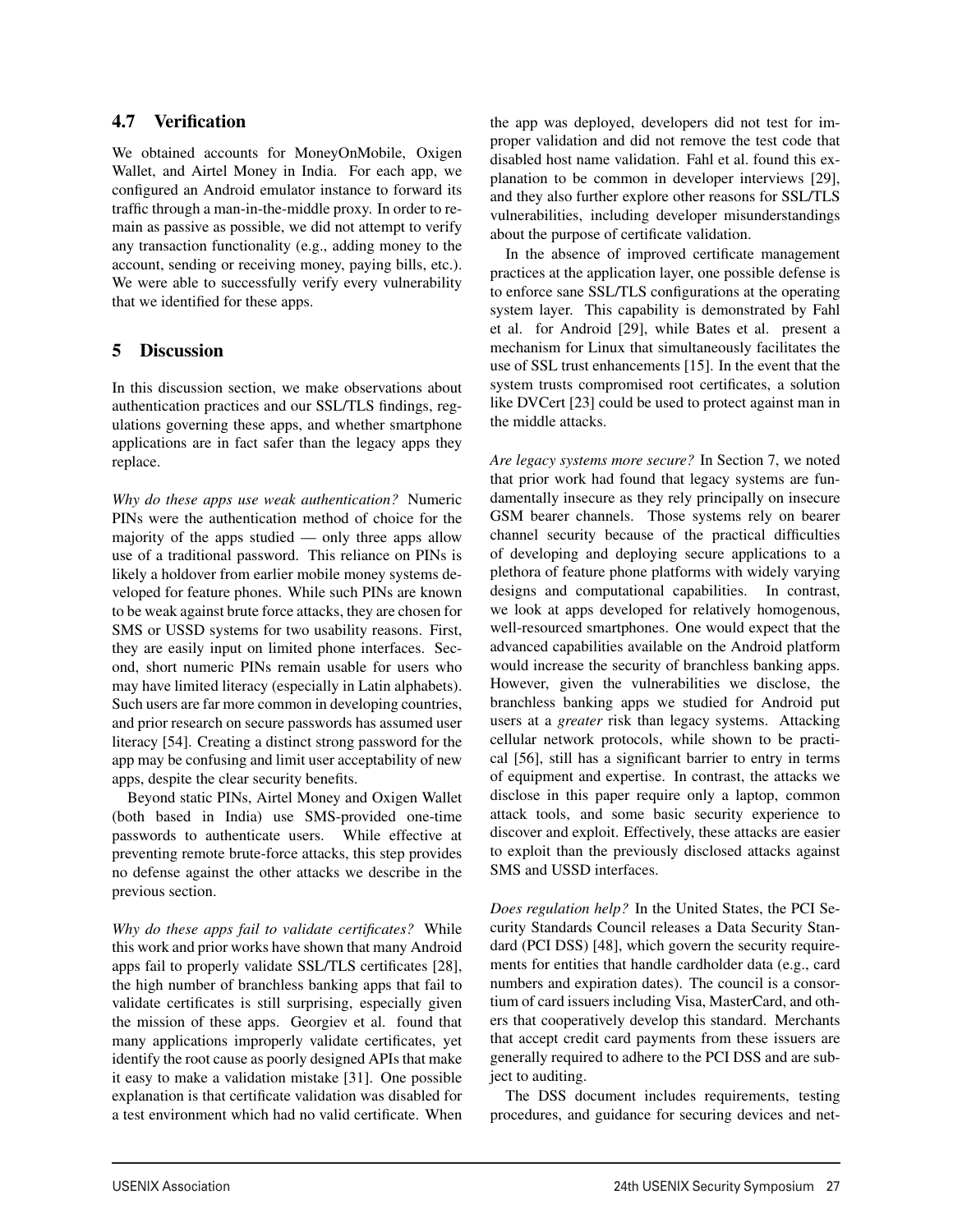### 4.7 Verification

We obtained accounts for MoneyOnMobile, Oxigen Wallet, and Airtel Money in India. For each app, we configured an Android emulator instance to forward its traffic through a man-in-the-middle proxy. In order to remain as passive as possible, we did not attempt to verify any transaction functionality (e.g., adding money to the account, sending or receiving money, paying bills, etc.). We were able to successfully verify every vulnerability that we identified for these apps.

## 5 Discussion

In this discussion section, we make observations about authentication practices and our SSL/TLS findings, regulations governing these apps, and whether smartphone applications are in fact safer than the legacy apps they replace.

*Why do these apps use weak authentication?* Numeric PINs were the authentication method of choice for the majority of the apps studied — only three apps allow use of a traditional password. This reliance on PINs is likely a holdover from earlier mobile money systems developed for feature phones. While such PINs are known to be weak against brute force attacks, they are chosen for SMS or USSD systems for two usability reasons. First, they are easily input on limited phone interfaces. Second, short numeric PINs remain usable for users who may have limited literacy (especially in Latin alphabets). Such users are far more common in developing countries, and prior research on secure passwords has assumed user literacy [54]. Creating a distinct strong password for the app may be confusing and limit user acceptability of new apps, despite the clear security benefits.

Beyond static PINs, Airtel Money and Oxigen Wallet (both based in India) use SMS-provided one-time passwords to authenticate users. While effective at preventing remote brute-force attacks, this step provides no defense against the other attacks we describe in the previous section.

*Why do these apps fail to validate certificates?* While this work and prior works have shown that many Android apps fail to properly validate SSL/TLS certificates [28], the high number of branchless banking apps that fail to validate certificates is still surprising, especially given the mission of these apps. Georgiev et al. found that many applications improperly validate certificates, yet identify the root cause as poorly designed APIs that make it easy to make a validation mistake [31]. One possible explanation is that certificate validation was disabled for a test environment which had no valid certificate. When the app was deployed, developers did not test for improper validation and did not remove the test code that disabled host name validation. Fahl et al. found this explanation to be common in developer interviews [29], and they also further explore other reasons for SSL/TLS vulnerabilities, including developer misunderstandings about the purpose of certificate validation.

In the absence of improved certificate management practices at the application layer, one possible defense is to enforce sane SSL/TLS configurations at the operating system layer. This capability is demonstrated by Fahl et al. for Android [29], while Bates et al. present a mechanism for Linux that simultaneously facilitates the use of SSL trust enhancements [15]. In the event that the system trusts compromised root certificates, a solution like DVCert [23] could be used to protect against man in the middle attacks.

*Are legacy systems more secure?* In Section 7, we noted that prior work had found that legacy systems are fundamentally insecure as they rely principally on insecure GSM bearer channels. Those systems rely on bearer channel security because of the practical difficulties of developing and deploying secure applications to a plethora of feature phone platforms with widely varying designs and computational capabilities. In contrast, we look at apps developed for relatively homogenous, well-resourced smartphones. One would expect that the advanced capabilities available on the Android platform would increase the security of branchless banking apps. However, given the vulnerabilities we disclose, the branchless banking apps we studied for Android put users at a *greater* risk than legacy systems. Attacking cellular network protocols, while shown to be practical [56], still has a significant barrier to entry in terms of equipment and expertise. In contrast, the attacks we disclose in this paper require only a laptop, common attack tools, and some basic security experience to discover and exploit. Effectively, these attacks are easier to exploit than the previously disclosed attacks against SMS and USSD interfaces.

*Does regulation help?* In the United States, the PCI Security Standards Council releases a Data Security Standard (PCI DSS) [48], which govern the security requirements for entities that handle cardholder data (e.g., card numbers and expiration dates). The council is a consortium of card issuers including Visa, MasterCard, and others that cooperatively develop this standard. Merchants that accept credit card payments from these issuers are generally required to adhere to the PCI DSS and are subject to auditing.

The DSS document includes requirements, testing procedures, and guidance for securing devices and net-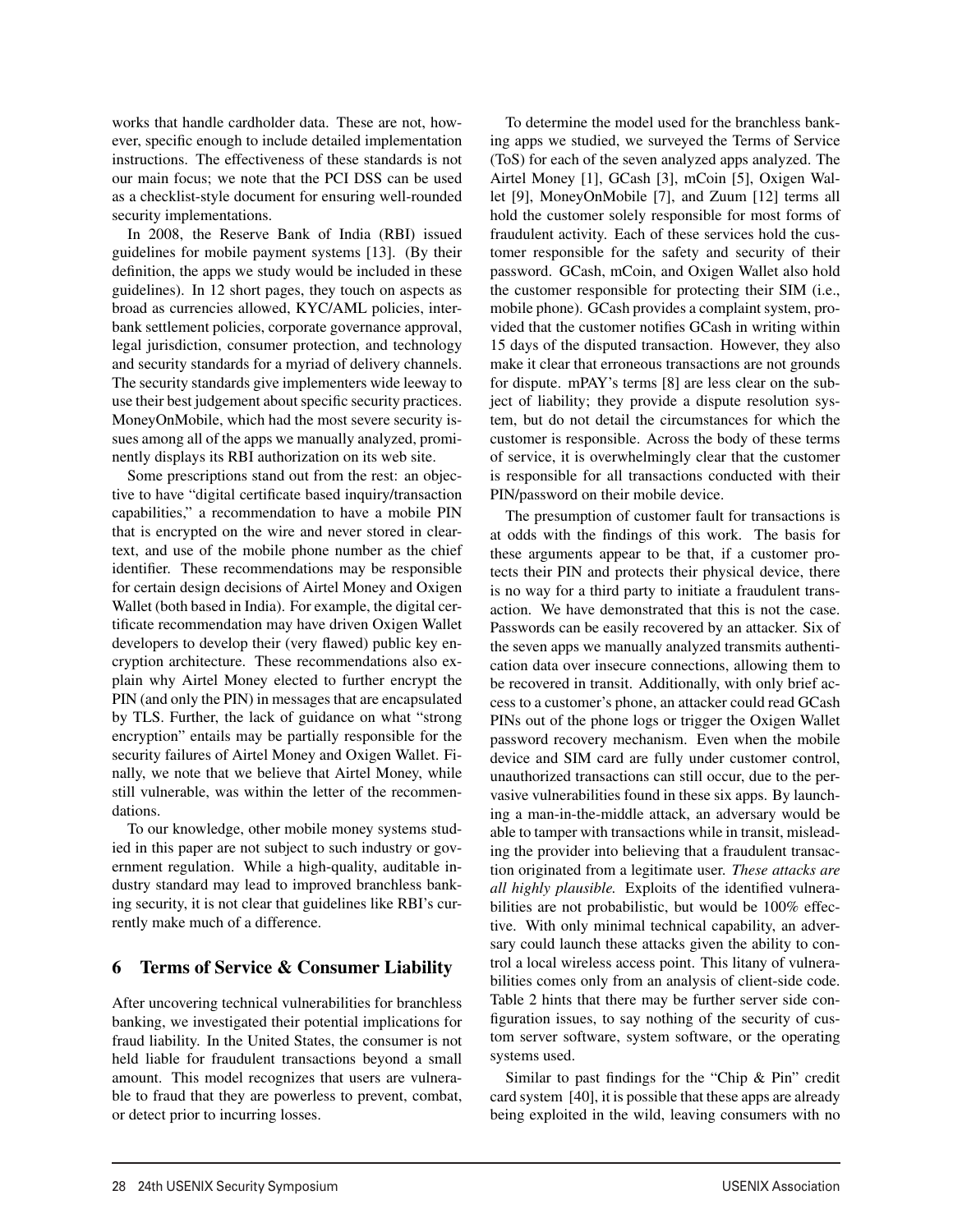works that handle cardholder data. These are not, however, specific enough to include detailed implementation instructions. The effectiveness of these standards is not our main focus; we note that the PCI DSS can be used as a checklist-style document for ensuring well-rounded security implementations.

In 2008, the Reserve Bank of India (RBI) issued guidelines for mobile payment systems [13]. (By their definition, the apps we study would be included in these guidelines). In 12 short pages, they touch on aspects as broad as currencies allowed, KYC/AML policies, interbank settlement policies, corporate governance approval, legal jurisdiction, consumer protection, and technology and security standards for a myriad of delivery channels. The security standards give implementers wide leeway to use their best judgement about specific security practices. MoneyOnMobile, which had the most severe security issues among all of the apps we manually analyzed, prominently displays its RBI authorization on its web site.

Some prescriptions stand out from the rest: an objective to have "digital certificate based inquiry/transaction capabilities," a recommendation to have a mobile PIN that is encrypted on the wire and never stored in cleartext, and use of the mobile phone number as the chief identifier. These recommendations may be responsible for certain design decisions of Airtel Money and Oxigen Wallet (both based in India). For example, the digital certificate recommendation may have driven Oxigen Wallet developers to develop their (very flawed) public key encryption architecture. These recommendations also explain why Airtel Money elected to further encrypt the PIN (and only the PIN) in messages that are encapsulated by TLS. Further, the lack of guidance on what "strong encryption" entails may be partially responsible for the security failures of Airtel Money and Oxigen Wallet. Finally, we note that we believe that Airtel Money, while still vulnerable, was within the letter of the recommendations.

To our knowledge, other mobile money systems studied in this paper are not subject to such industry or government regulation. While a high-quality, auditable industry standard may lead to improved branchless banking security, it is not clear that guidelines like RBI's currently make much of a difference.

## 6 Terms of Service & Consumer Liability

After uncovering technical vulnerabilities for branchless banking, we investigated their potential implications for fraud liability. In the United States, the consumer is not held liable for fraudulent transactions beyond a small amount. This model recognizes that users are vulnerable to fraud that they are powerless to prevent, combat, or detect prior to incurring losses.

To determine the model used for the branchless banking apps we studied, we surveyed the Terms of Service (ToS) for each of the seven analyzed apps analyzed. The Airtel Money [1], GCash [3], mCoin [5], Oxigen Wallet [9], MoneyOnMobile [7], and Zuum [12] terms all hold the customer solely responsible for most forms of fraudulent activity. Each of these services hold the customer responsible for the safety and security of their password. GCash, mCoin, and Oxigen Wallet also hold the customer responsible for protecting their SIM (i.e., mobile phone). GCash provides a complaint system, provided that the customer notifies GCash in writing within 15 days of the disputed transaction. However, they also make it clear that erroneous transactions are not grounds for dispute. mPAY's terms [8] are less clear on the subject of liability; they provide a dispute resolution system, but do not detail the circumstances for which the customer is responsible. Across the body of these terms of service, it is overwhelmingly clear that the customer is responsible for all transactions conducted with their PIN/password on their mobile device.

The presumption of customer fault for transactions is at odds with the findings of this work. The basis for these arguments appear to be that, if a customer protects their PIN and protects their physical device, there is no way for a third party to initiate a fraudulent transaction. We have demonstrated that this is not the case. Passwords can be easily recovered by an attacker. Six of the seven apps we manually analyzed transmits authentication data over insecure connections, allowing them to be recovered in transit. Additionally, with only brief access to a customer's phone, an attacker could read GCash PINs out of the phone logs or trigger the Oxigen Wallet password recovery mechanism. Even when the mobile device and SIM card are fully under customer control, unauthorized transactions can still occur, due to the pervasive vulnerabilities found in these six apps. By launching a man-in-the-middle attack, an adversary would be able to tamper with transactions while in transit, misleading the provider into believing that a fraudulent transaction originated from a legitimate user. *These attacks are all highly plausible.* Exploits of the identified vulnerabilities are not probabilistic, but would be 100% effective. With only minimal technical capability, an adversary could launch these attacks given the ability to control a local wireless access point. This litany of vulnerabilities comes only from an analysis of client-side code. Table 2 hints that there may be further server side configuration issues, to say nothing of the security of custom server software, system software, or the operating systems used.

Similar to past findings for the "Chip & Pin" credit card system [40], it is possible that these apps are already being exploited in the wild, leaving consumers with no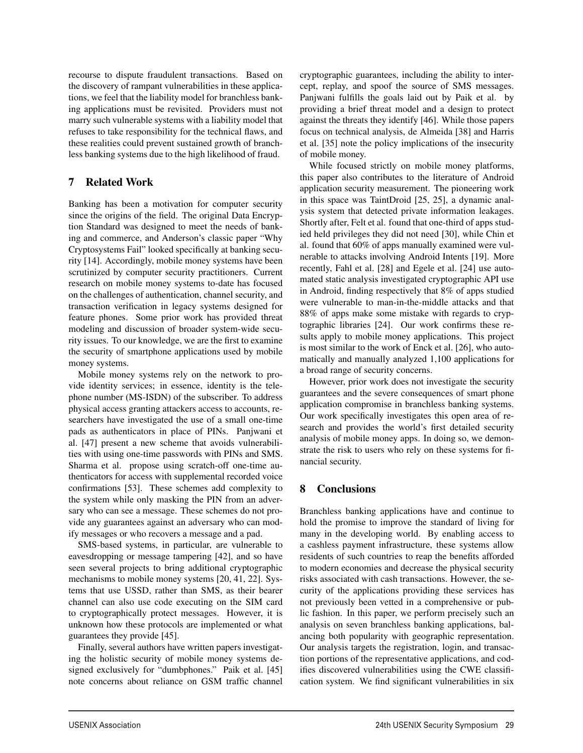recourse to dispute fraudulent transactions. Based on the discovery of rampant vulnerabilities in these applications, we feel that the liability model for branchless banking applications must be revisited. Providers must not marry such vulnerable systems with a liability model that refuses to take responsibility for the technical flaws, and these realities could prevent sustained growth of branchless banking systems due to the high likelihood of fraud.

## 7 Related Work

Banking has been a motivation for computer security since the origins of the field. The original Data Encryption Standard was designed to meet the needs of banking and commerce, and Anderson's classic paper "Why Cryptosystems Fail" looked specifically at banking security [14]. Accordingly, mobile money systems have been scrutinized by computer security practitioners. Current research on mobile money systems to-date has focused on the challenges of authentication, channel security, and transaction verification in legacy systems designed for feature phones. Some prior work has provided threat modeling and discussion of broader system-wide security issues. To our knowledge, we are the first to examine the security of smartphone applications used by mobile money systems.

Mobile money systems rely on the network to provide identity services; in essence, identity is the telephone number (MS-ISDN) of the subscriber. To address physical access granting attackers access to accounts, researchers have investigated the use of a small one-time pads as authenticators in place of PINs. Panjwani et al. [47] present a new scheme that avoids vulnerabilities with using one-time passwords with PINs and SMS. Sharma et al. propose using scratch-off one-time authenticators for access with supplemental recorded voice confirmations [53]. These schemes add complexity to the system while only masking the PIN from an adversary who can see a message. These schemes do not provide any guarantees against an adversary who can modify messages or who recovers a message and a pad.

SMS-based systems, in particular, are vulnerable to eavesdropping or message tampering [42], and so have seen several projects to bring additional cryptographic mechanisms to mobile money systems [20, 41, 22]. Systems that use USSD, rather than SMS, as their bearer channel can also use code executing on the SIM card to cryptographically protect messages. However, it is unknown how these protocols are implemented or what guarantees they provide [45].

Finally, several authors have written papers investigating the holistic security of mobile money systems designed exclusively for "dumbphones." Paik et al. [45] note concerns about reliance on GSM traffic channel cryptographic guarantees, including the ability to intercept, replay, and spoof the source of SMS messages. Panjwani fulfills the goals laid out by Paik et al. by providing a brief threat model and a design to protect against the threats they identify [46]. While those papers focus on technical analysis, de Almeida [38] and Harris et al. [35] note the policy implications of the insecurity of mobile money.

While focused strictly on mobile money platforms, this paper also contributes to the literature of Android application security measurement. The pioneering work in this space was TaintDroid [25, 25], a dynamic analysis system that detected private information leakages. Shortly after, Felt et al. found that one-third of apps studied held privileges they did not need [30], while Chin et al. found that 60% of apps manually examined were vulnerable to attacks involving Android Intents [19]. More recently, Fahl et al. [28] and Egele et al. [24] use automated static analysis investigated cryptographic API use in Android, finding respectively that 8% of apps studied were vulnerable to man-in-the-middle attacks and that 88% of apps make some mistake with regards to cryptographic libraries [24]. Our work confirms these results apply to mobile money applications. This project is most similar to the work of Enck et al. [26], who automatically and manually analyzed 1,100 applications for a broad range of security concerns.

However, prior work does not investigate the security guarantees and the severe consequences of smart phone application compromise in branchless banking systems. Our work specifically investigates this open area of research and provides the world's first detailed security analysis of mobile money apps. In doing so, we demonstrate the risk to users who rely on these systems for financial security.

## 8 Conclusions

Branchless banking applications have and continue to hold the promise to improve the standard of living for many in the developing world. By enabling access to a cashless payment infrastructure, these systems allow residents of such countries to reap the benefits afforded to modern economies and decrease the physical security risks associated with cash transactions. However, the security of the applications providing these services has not previously been vetted in a comprehensive or public fashion. In this paper, we perform precisely such an analysis on seven branchless banking applications, balancing both popularity with geographic representation. Our analysis targets the registration, login, and transaction portions of the representative applications, and codifies discovered vulnerabilities using the CWE classification system. We find significant vulnerabilities in six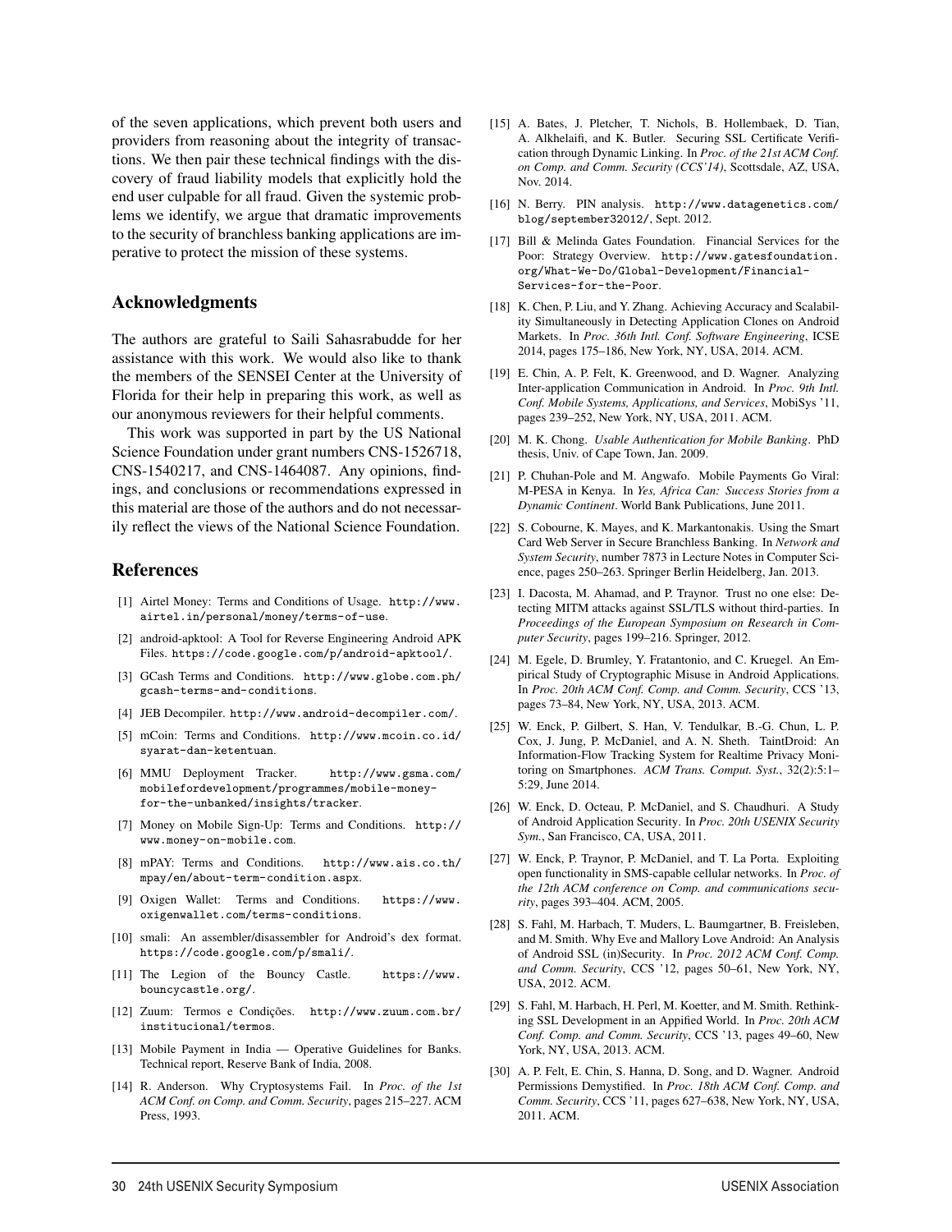of the seven applications, which prevent both users and providers from reasoning about the integrity of transactions. We then pair these technical findings with the discovery of fraud liability models that explicitly hold the end user culpable for all fraud. Given the systemic problems we identify, we argue that dramatic improvements to the security of branchless banking applications are imperative to protect the mission of these systems.

## Acknowledgments

The authors are grateful to Saili Sahasrabudde for her assistance with this work. We would also like to thank the members of the SENSEI Center at the University of Florida for their help in preparing this work, as well as our anonymous reviewers for their helpful comments.

This work was supported in part by the US National Science Foundation under grant numbers CNS-1526718, CNS-1540217, and CNS-1464087. Any opinions, findings, and conclusions or recommendations expressed in this material are those of the authors and do not necessarily reflect the views of the National Science Foundation.

## References

[1] Airtel Money: Terms and Conditions of Usage. http://www.airtel.in/personal/money/terms-of-use.

[2] android-apktool: A Tool for Reverse Engineering Android APK Files. https://code.google.com/p/android-apktool/.

[3] GCash Terms and Conditions. http://www.globe.com.ph/gcash-terms-and-conditions.

[4] JEB Decompiler. http://www.android-decompiler.com/.

[5] mCoin: Terms and Conditions. http://www.mcoin.co.id/syarat-dan-ketentuan.

[6] MMU Deployment Tracker. http://www.gsma.com/mobilefordevelopment/programmes/mobile-money-for-the-unbanked/insights/tracker.

[7] Money on Mobile Sign-Up: Terms and Conditions. http://www.money-on-mobile.com.

[8] mPAY: Terms and Conditions. http://www.ais.co.th/mpay/en/about-term-condition.aspx.

[9] Oxigen Wallet: Terms and Conditions. https://www.oxigenwallet.com/terms-conditions.

[10] smali: An assembler/disassembler for Android's dex format. https://code.google.com/p/smali/.

[11] The Legion of the Bouncy Castle. https://www.bouncycastle.org/.

[12] Zuum: Termos e Condições. http://www.zuum.com.br/institucional/termos.

[13] Mobile Payment in India — Operative Guidelines for Banks. Technical report, Reserve Bank of India, 2008.

[14] R. Anderson. Why Cryptosystems Fail. In *Proc. of the 1st ACM Conf. on Comp. and Comm. Security*, pages 215–227. ACM Press, 1993.

[15] A. Bates, J. Pletcher, T. Nichols, B. Hollembaek, D. Tian, A. Alkhelaifi, and K. Butler. Securing SSL Certificate Verification through Dynamic Linking. In *Proc. of the 21st ACM Conf. on Comp. and Comm. Security (CCS'14)*, Scottsdale, AZ, USA, Nov. 2014.

[16] N. Berry. PIN analysis. http://www.datagenetics.com/blog/september32012/, Sept. 2012.

[17] Bill & Melinda Gates Foundation. Financial Services for the Poor: Strategy Overview. http://www.gatesfoundation.org/What-We-Do/Global-Development/Financial-Services-for-the-Poor.

[18] K. Chen, P. Liu, and Y. Zhang. Achieving Accuracy and Scalability Simultaneously in Detecting Application Clones on Android Markets. In *Proc. 36th Intl. Conf. Software Engineering*, ICSE 2014, pages 175–186, New York, NY, USA, 2014. ACM.

[19] E. Chin, A. P. Felt, K. Greenwood, and D. Wagner. Analyzing Inter-application Communication in Android. In *Proc. 9th Intl. Conf. Mobile Systems, Applications, and Services*, MobiSys '11, pages 239–252, New York, NY, USA, 2011. ACM.

[20] M. K. Chong. *Usable Authentication for Mobile Banking*. PhD thesis, Univ. of Cape Town, Jan. 2009.

[21] P. Chuhan-Pole and M. Angwafo. Mobile Payments Go Viral: M-PESA in Kenya. In *Yes, Africa Can: Success Stories from a Dynamic Continent*. World Bank Publications, June 2011.

[22] S. Cobourne, K. Mayes, and K. Markantonakis. Using the Smart Card Web Server in Secure Branchless Banking. In *Network and System Security*, number 7873 in Lecture Notes in Computer Science, pages 250–263. Springer Berlin Heidelberg, Jan. 2013.

[23] I. Dacosta, M. Ahamad, and P. Traynor. Trust no one else: Detecting MITM attacks against SSL/TLS without third-parties. In *Proceedings of the European Symposium on Research in Computer Security*, pages 199–216. Springer, 2012.

[24] M. Egele, D. Brumley, Y. Fratantonio, and C. Kruegel. An Empirical Study of Cryptographic Misuse in Android Applications. In *Proc. 20th ACM Conf. Comp. and Comm. Security*, CCS '13, pages 73–84, New York, NY, USA, 2013. ACM.

[25] W. Enck, P. Gilbert, S. Han, V. Tendulkar, B.-G. Chun, L. P. Cox, J. Jung, P. McDaniel, and A. N. Sheth. TaintDroid: An Information-Flow Tracking System for Realtime Privacy Monitoring on Smartphones. *ACM Trans. Comput. Syst.*, 32(2):5:1–5:29, June 2014.

[26] W. Enck, D. Octeau, P. McDaniel, and S. Chaudhuri. A Study of Android Application Security. In *Proc. 20th USENIX Security Sym.*, San Francisco, CA, USA, 2011.

[27] W. Enck, P. Traynor, P. McDaniel, and T. La Porta. Exploiting open functionality in SMS-capable cellular networks. In *Proc. of the 12th ACM conference on Comp. and communications security*, pages 393–404. ACM, 2005.

[28] S. Fahl, M. Harbach, T. Muders, L. Baumgartner, B. Freisleben, and M. Smith. Why Eve and Mallory Love Android: An Analysis of Android SSL (in)Security. In *Proc. 2012 ACM Conf. Comp. and Comm. Security*, CCS '12, pages 50–61, New York, NY, USA, 2012. ACM.

[29] S. Fahl, M. Harbach, H. Perl, M. Koetter, and M. Smith. Rethinking SSL Development in an Appified World. In *Proc. 20th ACM Conf. Comp. and Comm. Security*, CCS '13, pages 49–60, New York, NY, USA, 2013. ACM.

[30] A. P. Felt, E. Chin, S. Hanna, D. Song, and D. Wagner. Android Permissions Demystified. In *Proc. 18th ACM Conf. Comp. and Comm. Security*, CCS '11, pages 627–638, New York, NY, USA, 2011. ACM.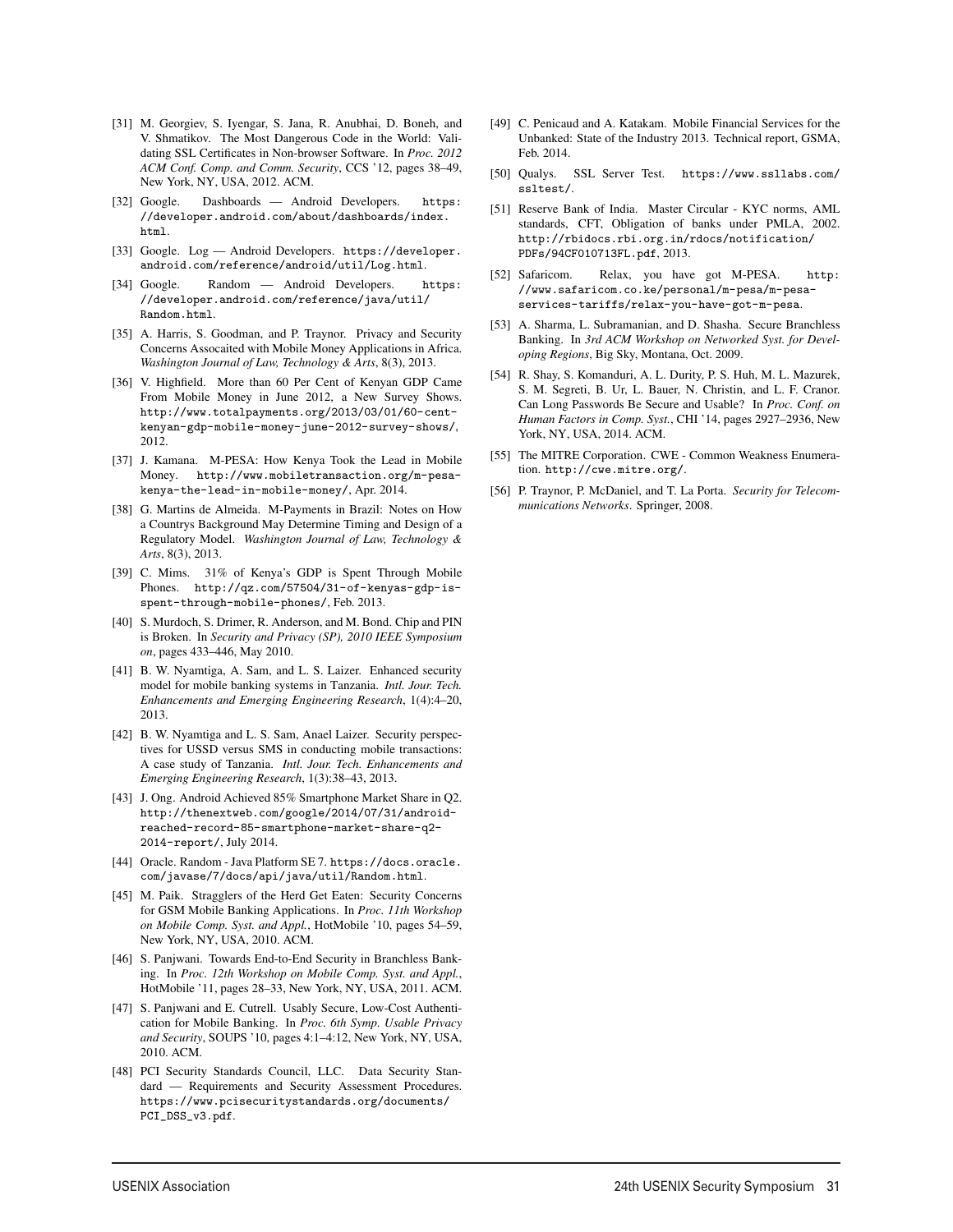[31] M. Georgiev, S. Iyengar, S. Jana, R. Anubhai, D. Boneh, and V. Shmatikov. The Most Dangerous Code in the World: Validating SSL Certificates in Non-browser Software. In *Proc. 2012 ACM Conf. Comp. and Comm. Security*, CCS '12, pages 38–49, New York, NY, USA, 2012. ACM.

[32] Google. Dashboards — Android Developers. https://developer.android.com/about/dashboards/index.html.

[33] Google. Log — Android Developers. https://developer.android.com/reference/android/util/Log.html.

[34] Google. Random — Android Developers. https://developer.android.com/reference/java/util/Random.html.

[35] A. Harris, S. Goodman, and P. Traynor. Privacy and Security Concerns Assocaited with Mobile Money Applications in Africa. *Washington Journal of Law, Technology & Arts*, 8(3), 2013.

[36] V. Highfield. More than 60 Per Cent of Kenyan GDP Came From Mobile Money in June 2012, a New Survey Shows. http://www.totalpayments.org/2013/03/01/60-cent-kenyan-gdp-mobile-money-june-2012-survey-shows/, 2012.

[37] J. Kamana. M-PESA: How Kenya Took the Lead in Mobile Money. http://www.mobiletransaction.org/m-pesa-kenya-the-lead-in-mobile-money/, Apr. 2014.

[38] G. Martins de Almeida. M-Payments in Brazil: Notes on How a Countrys Background May Determine Timing and Design of a Regulatory Model. *Washington Journal of Law, Technology & Arts*, 8(3), 2013.

[39] C. Mims. 31% of Kenya's GDP is Spent Through Mobile Phones. http://qz.com/57504/31-of-kenyas-gdp-is-spent-through-mobile-phones/, Feb. 2013.

[40] S. Murdoch, S. Drimer, R. Anderson, and M. Bond. Chip and PIN is Broken. In *Security and Privacy (SP), 2010 IEEE Symposium on*, pages 433–446, May 2010.

[41] B. W. Nyamtiga, A. Sam, and L. S. Laizer. Enhanced security model for mobile banking systems in Tanzania. *Intl. Jour. Tech. Enhancements and Emerging Engineering Research*, 1(4):4–20, 2013.

[42] B. W. Nyamtiga and L. S. Sam, Anael Laizer. Security perspectives for USSD versus SMS in conducting mobile transactions: A case study of Tanzania. *Intl. Jour. Tech. Enhancements and Emerging Engineering Research*, 1(3):38–43, 2013.

[43] J. Ong. Android Achieved 85% Smartphone Market Share in Q2. http://thenextweb.com/google/2014/07/31/android-reached-record-85-smartphone-market-share-q2-2014-report/, July 2014.

[44] Oracle. Random - Java Platform SE 7. https://docs.oracle.com/javase/7/docs/api/java/util/Random.html.

[45] M. Paik. Stragglers of the Herd Get Eaten: Security Concerns for GSM Mobile Banking Applications. In *Proc. 11th Workshop on Mobile Comp. Syst. and Appl.*, HotMobile '10, pages 54–59, New York, NY, USA, 2010. ACM.

[46] S. Panjwani. Towards End-to-End Security in Branchless Banking. In *Proc. 12th Workshop on Mobile Comp. Syst. and Appl.*, HotMobile '11, pages 28–33, New York, NY, USA, 2011. ACM.

[47] S. Panjwani and E. Cutrell. Usably Secure, Low-Cost Authentication for Mobile Banking. In *Proc. 6th Symp. Usable Privacy and Security*, SOUPS '10, pages 4:1–4:12, New York, NY, USA, 2010. ACM.

[48] PCI Security Standards Council, LLC. Data Security Standard — Requirements and Security Assessment Procedures. https://www.pcisecuritystandards.org/documents/PCI_DSS_v3.pdf.

[49] C. Penicaud and A. Katakam. Mobile Financial Services for the Unbanked: State of the Industry 2013. Technical report, GSMA, Feb. 2014.

[50] Qualys. SSL Server Test. https://www.ssllabs.com/ssltest/.

[51] Reserve Bank of India. Master Circular - KYC norms, AML standards, CFT, Obligation of banks under PMLA, 2002. http://rbidocs.rbi.org.in/rdocs/notification/PDFs/94CF010713FL.pdf, 2013.

[52] Safaricom. Relax, you have got M-PESA. http://www.safaricom.co.ke/personal/m-pesa/m-pesa-services-tariffs/relax-you-have-got-m-pesa.

[53] A. Sharma, L. Subramanian, and D. Shasha. Secure Branchless Banking. In *3rd ACM Workshop on Networked Syst. for Developing Regions*, Big Sky, Montana, Oct. 2009.

[54] R. Shay, S. Komanduri, A. L. Durity, P. S. Huh, M. L. Mazurek, S. M. Segreti, B. Ur, L. Bauer, N. Christin, and L. F. Cranor. Can Long Passwords Be Secure and Usable? In *Proc. Conf. on Human Factors in Comp. Syst.*, CHI '14, pages 2927–2936, New York, NY, USA, 2014. ACM.

[55] The MITRE Corporation. CWE - Common Weakness Enumeration. http://cwe.mitre.org/.

[56] P. Traynor, P. McDaniel, and T. La Porta. *Security for Telecommunications Networks*. Springer, 2008.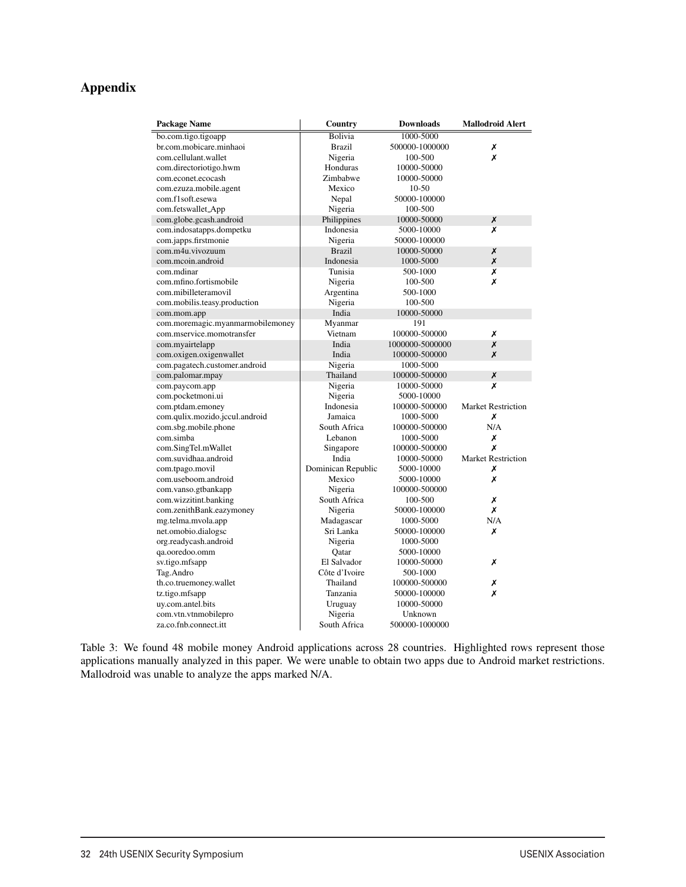# Appendix

| Package Name | Country | Downloads | Mallodroid Alert |
|---|---|---|---|
| bo.com.tigo.tigoapp | Bolivia | 1000-5000 | |
| br.com.mobicare.minhaoi | Brazil | 500000-1000000 | ✗ |
| com.cellulant.wallet | Nigeria | 100-500 | ✗ |
| com.directoriotigo.hwm | Honduras | 10000-50000 | |
| com.econet.ecocash | Zimbabwe | 10000-50000 | |
| com.ezuza.mobile.agent | Mexico | 10-50 | |
| com.f1soft.esewa | Nepal | 50000-100000 | |
| com.fetswallet_App | Nigeria | 100-500 | |
| com.globe.gcash.android | Philippines | 10000-50000 | ✗ |
| com.indosatapps.dompetku | Indonesia | 5000-10000 | ✗ |
| com.japps.firstmonie | Nigeria | 50000-100000 | |
| com.m4u.vivozuum | Brazil | 10000-50000 | ✗ |
| com.mcoin.android | Indonesia | 1000-5000 | ✗ |
| com.mdinar | Tunisia | 500-1000 | ✗ |
| com.mfino.fortismobile | Nigeria | 100-500 | ✗ |
| com.mibilleteramovil | Argentina | 500-1000 | |
| com.mobilis.teasy.production | Nigeria | 100-500 | |
| com.mom.app | India | 10000-50000 | |
| com.moremagic.myanmarmobilemoney | Myanmar | 191 | |
| com.mservice.momotransfer | Vietnam | 100000-500000 | ✗ |
| com.myairtelapp | India | 1000000-5000000 | ✗ |
| com.oxigen.oxigenwallet | India | 100000-500000 | ✗ |
| com.pagatech.customer.android | Nigeria | 1000-5000 | |
| com.palomar.mpay | Thailand | 100000-500000 | ✗ |
| com.paycom.app | Nigeria | 10000-50000 | ✗ |
| com.pocketmoni.ui | Nigeria | 5000-10000 | |
| com.ptdam.emoney | Indonesia | 100000-500000 | Market Restriction |
| com.qulix.mozido.jccul.android | Jamaica | 1000-5000 | ✗ |
| com.sbg.mobile.phone | South Africa | 100000-500000 | N/A |
| com.simba | Lebanon | 1000-5000 | ✗ |
| com.SingTel.mWallet | Singapore | 100000-500000 | ✗ |
| com.suvidhaa.android | India | 10000-50000 | Market Restriction |
| com.tpago.movil | Dominican Republic | 5000-10000 | ✗ |
| com.useboom.android | Mexico | 5000-10000 | ✗ |
| com.vanso.gtbankapp | Nigeria | 100000-500000 | |
| com.wizzitint.banking | South Africa | 100-500 | ✗ |
| com.zenithBank.eazymoney | Nigeria | 50000-100000 | ✗ |
| mg.telma.mvola.app | Madagascar | 1000-5000 | N/A |
| net.omobio.dialogsc | Sri Lanka | 50000-100000 | ✗ |
| org.readycash.android | Nigeria | 1000-5000 | |
| qa.ooredoo.omm | Qatar | 5000-10000 | |
| sv.tigo.mfsapp | El Salvador | 10000-50000 | ✗ |
| Tag.Andro | Côte d'Ivoire | 500-1000 | |
| th.co.truemoney.wallet | Thailand | 100000-500000 | ✗ |
| tz.tigo.mfsapp | Tanzania | 50000-100000 | ✗ |
| uy.com.antel.bits | Uruguay | 10000-50000 | |
| com.vtn.vtnmobilepro | Nigeria | Unknown | |
| za.co.fnb.connect.itt | South Africa | 500000-1000000 | |

Table 3: We found 48 mobile money Android applications across 28 countries. Highlighted rows represent those applications manually analyzed in this paper. We were unable to obtain two apps due to Android market restrictions. Mallodroid was unable to analyze the apps marked N/A.